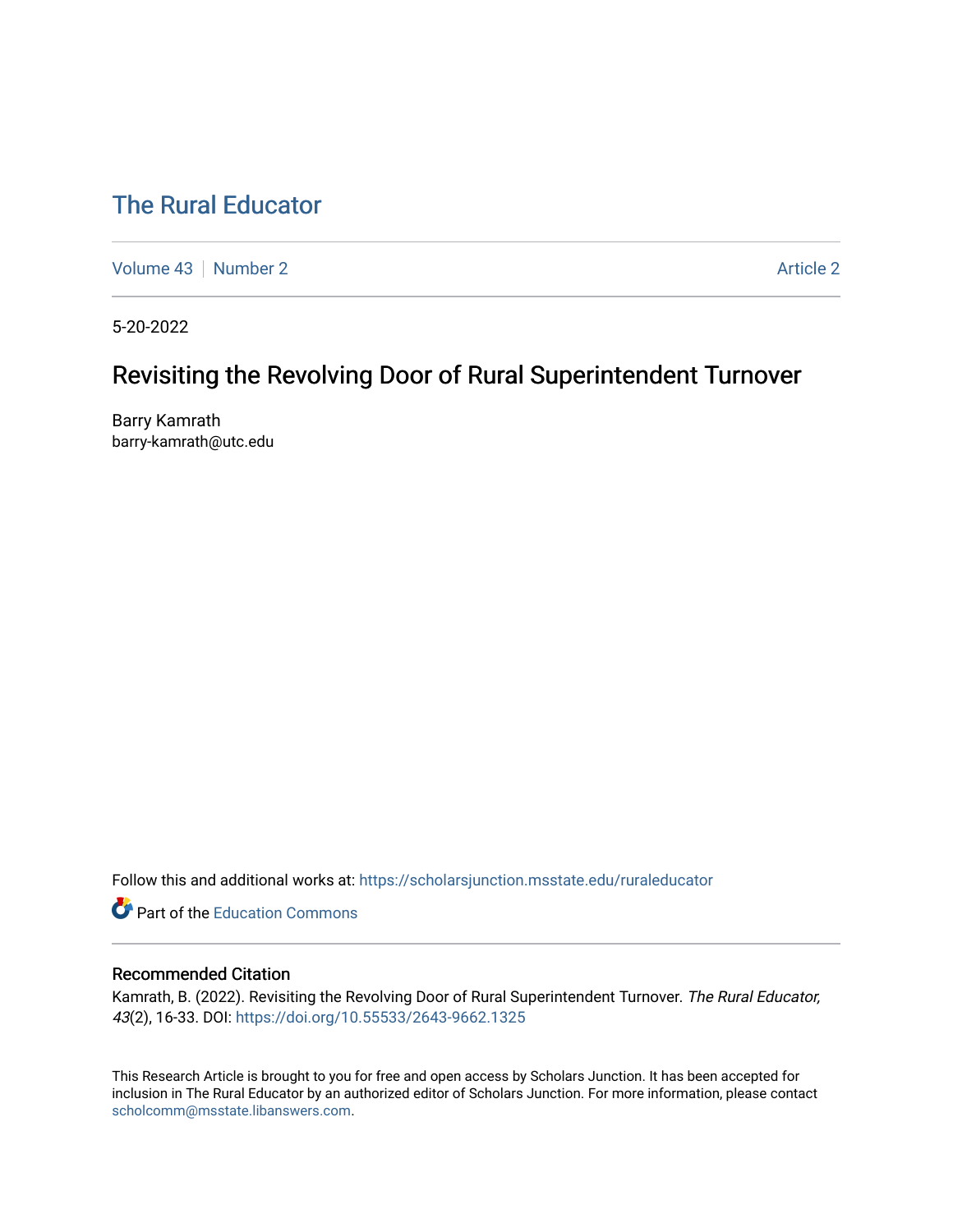# The Rural Educator

Volume 43 | Number 2 Article 2

5-20-2022

## Revisiting the Revolving Door of Rural Superintendent Turnover

Barry Kamrath
barry-kamrath@utc.edu

Follow this and additional works at: https://scholarsjunction.msstate.edu/ruraleducator

Part of the Education Commons

### Recommended Citation

Kamrath, B. (2022). Revisiting the Revolving Door of Rural Superintendent Turnover. *The Rural Educator, 43*(2), 16-33. DOI: https://doi.org/10.55533/2643-9662.1325

This Research Article is brought to you for free and open access by Scholars Junction. It has been accepted for inclusion in The Rural Educator by an authorized editor of Scholars Junction. For more information, please contact scholcomm@msstate.libanswers.com.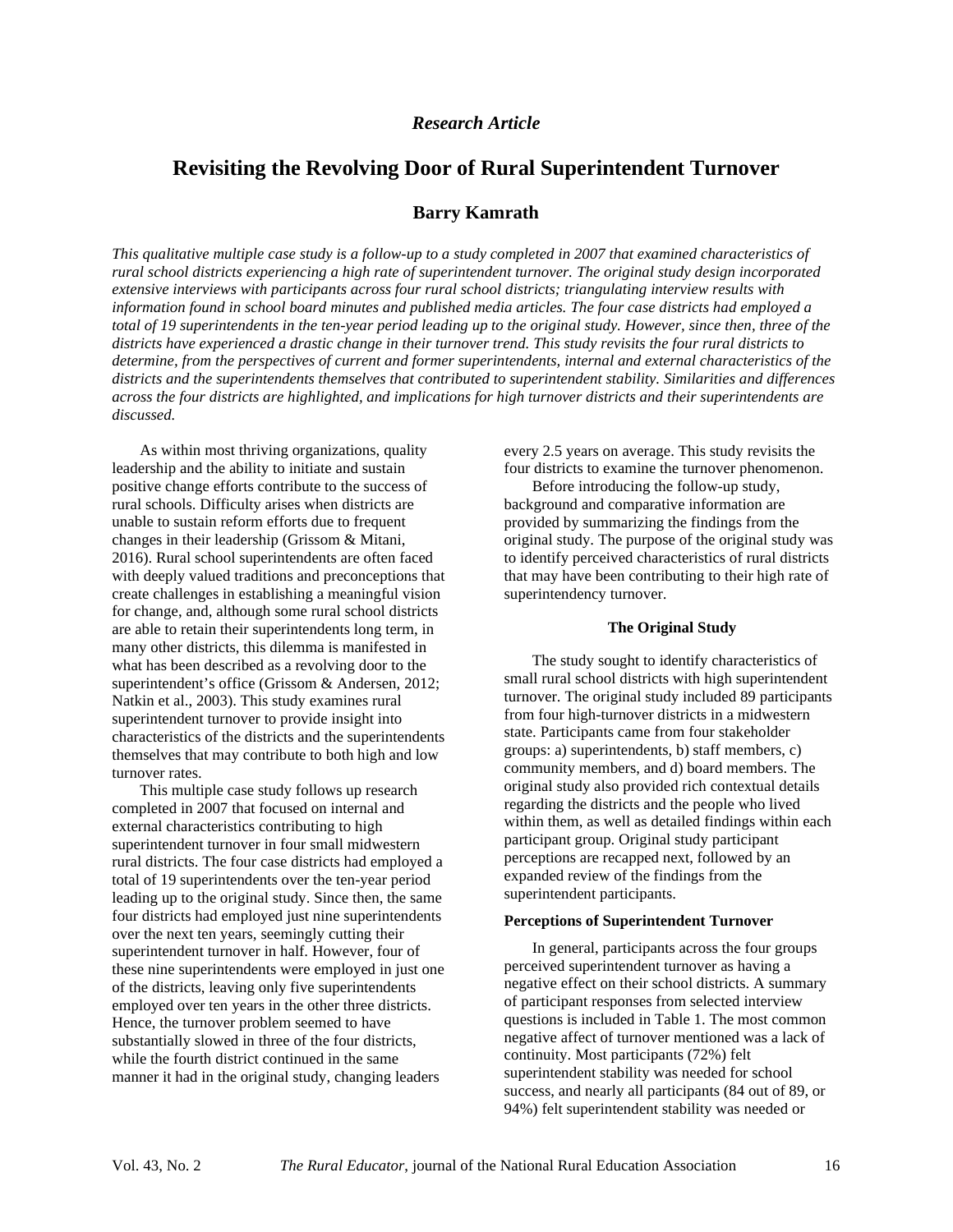*Research Article*

# Revisiting the Revolving Door of Rural Superintendent Turnover

**Barry Kamrath**

*This qualitative multiple case study is a follow-up to a study completed in 2007 that examined characteristics of rural school districts experiencing a high rate of superintendent turnover. The original study design incorporated extensive interviews with participants across four rural school districts; triangulating interview results with information found in school board minutes and published media articles. The four case districts had employed a total of 19 superintendents in the ten-year period leading up to the original study. However, since then, three of the districts have experienced a drastic change in their turnover trend. This study revisits the four rural districts to determine, from the perspectives of current and former superintendents, internal and external characteristics of the districts and the superintendents themselves that contributed to superintendent stability. Similarities and differences across the four districts are highlighted, and implications for high turnover districts and their superintendents are discussed.*

As within most thriving organizations, quality leadership and the ability to initiate and sustain positive change efforts contribute to the success of rural schools. Difficulty arises when districts are unable to sustain reform efforts due to frequent changes in their leadership (Grissom & Mitani, 2016). Rural school superintendents are often faced with deeply valued traditions and preconceptions that create challenges in establishing a meaningful vision for change, and, although some rural school districts are able to retain their superintendents long term, in many other districts, this dilemma is manifested in what has been described as a revolving door to the superintendent's office (Grissom & Andersen, 2012; Natkin et al., 2003). This study examines rural superintendent turnover to provide insight into characteristics of the districts and the superintendents themselves that may contribute to both high and low turnover rates.

This multiple case study follows up research completed in 2007 that focused on internal and external characteristics contributing to high superintendent turnover in four small midwestern rural districts. The four case districts had employed a total of 19 superintendents over the ten-year period leading up to the original study. Since then, the same four districts had employed just nine superintendents over the next ten years, seemingly cutting their superintendent turnover in half. However, four of these nine superintendents were employed in just one of the districts, leaving only five superintendents employed over ten years in the other three districts. Hence, the turnover problem seemed to have substantially slowed in three of the four districts, while the fourth district continued in the same manner it had in the original study, changing leaders every 2.5 years on average. This study revisits the four districts to examine the turnover phenomenon.

Before introducing the follow-up study, background and comparative information are provided by summarizing the findings from the original study. The purpose of the original study was to identify perceived characteristics of rural districts that may have been contributing to their high rate of superintendency turnover.

## The Original Study

The study sought to identify characteristics of small rural school districts with high superintendent turnover. The original study included 89 participants from four high-turnover districts in a midwestern state. Participants came from four stakeholder groups: a) superintendents, b) staff members, c) community members, and d) board members. The original study also provided rich contextual details regarding the districts and the people who lived within them, as well as detailed findings within each participant group. Original study participant perceptions are recapped next, followed by an expanded review of the findings from the superintendent participants.

### Perceptions of Superintendent Turnover

In general, participants across the four groups perceived superintendent turnover as having a negative effect on their school districts. A summary of participant responses from selected interview questions is included in Table 1. The most common negative affect of turnover mentioned was a lack of continuity. Most participants (72%) felt superintendent stability was needed for school success, and nearly all participants (84 out of 89, or 94%) felt superintendent stability was needed or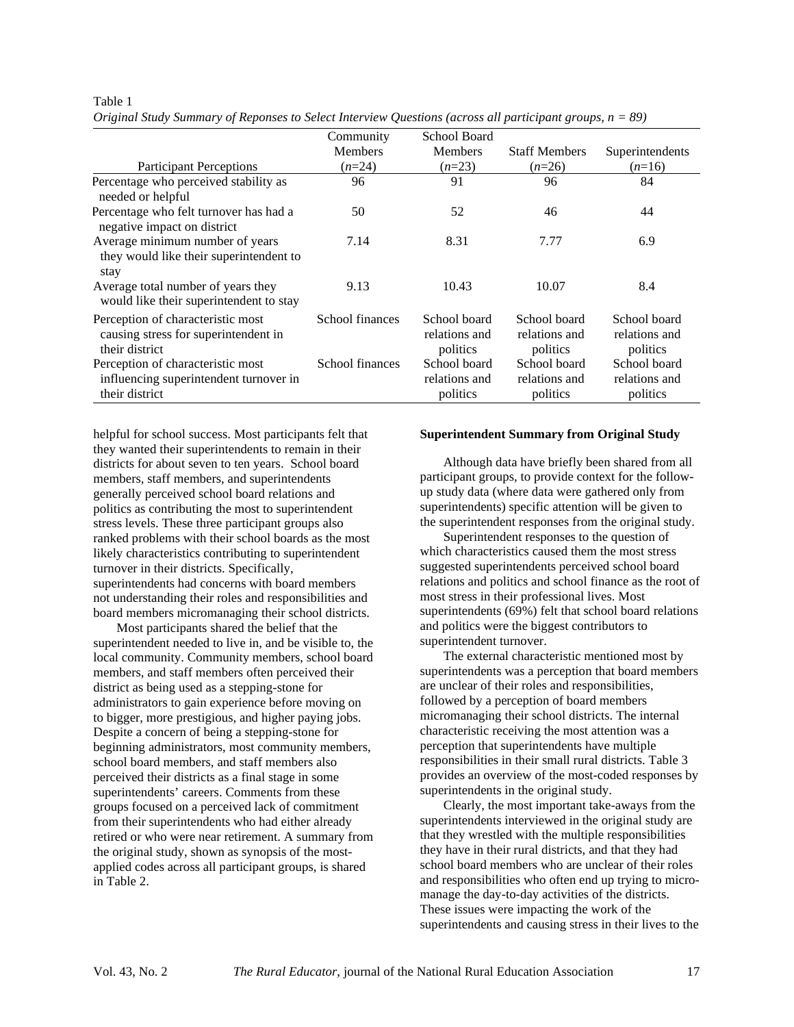Table 1
*Original Study Summary of Reponses to Select Interview Questions (across all participant groups, n = 89)*

| Participant Perceptions | Community Members (*n*=24) | School Board Members (*n*=23) | Staff Members (*n*=26) | Superintendents (*n*=16) |
|---|---|---|---|---|
| Percentage who perceived stability as needed or helpful | 96 | 91 | 96 | 84 |
| Percentage who felt turnover has had a negative impact on district | 50 | 52 | 46 | 44 |
| Average minimum number of years they would like their superintendent to stay | 7.14 | 8.31 | 7.77 | 6.9 |
| Average total number of years they would like their superintendent to stay | 9.13 | 10.43 | 10.07 | 8.4 |
| Perception of characteristic most causing stress for superintendent in their district | School finances | School board relations and politics | School board relations and politics | School board relations and politics |
| Perception of characteristic most influencing superintendent turnover in their district | School finances | School board relations and politics | School board relations and politics | School board relations and politics |

helpful for school success. Most participants felt that they wanted their superintendents to remain in their districts for about seven to ten years. School board members, staff members, and superintendents generally perceived school board relations and politics as contributing the most to superintendent stress levels. These three participant groups also ranked problems with their school boards as the most likely characteristics contributing to superintendent turnover in their districts. Specifically, superintendents had concerns with board members not understanding their roles and responsibilities and board members micromanaging their school districts.

Most participants shared the belief that the superintendent needed to live in, and be visible to, the local community. Community members, school board members, and staff members often perceived their district as being used as a stepping-stone for administrators to gain experience before moving on to bigger, more prestigious, and higher paying jobs. Despite a concern of being a stepping-stone for beginning administrators, most community members, school board members, and staff members also perceived their districts as a final stage in some superintendents' careers. Comments from these groups focused on a perceived lack of commitment from their superintendents who had either already retired or who were near retirement. A summary from the original study, shown as synopsis of the most-applied codes across all participant groups, is shared in Table 2.

**Superintendent Summary from Original Study**

Although data have briefly been shared from all participant groups, to provide context for the follow-up study data (where data were gathered only from superintendents) specific attention will be given to the superintendent responses from the original study.

Superintendent responses to the question of which characteristics caused them the most stress suggested superintendents perceived school board relations and politics and school finance as the root of most stress in their professional lives. Most superintendents (69%) felt that school board relations and politics were the biggest contributors to superintendent turnover.

The external characteristic mentioned most by superintendents was a perception that board members are unclear of their roles and responsibilities, followed by a perception of board members micromanaging their school districts. The internal characteristic receiving the most attention was a perception that superintendents have multiple responsibilities in their small rural districts. Table 3 provides an overview of the most-coded responses by superintendents in the original study.

Clearly, the most important take-aways from the superintendents interviewed in the original study are that they wrestled with the multiple responsibilities they have in their rural districts, and that they had school board members who are unclear of their roles and responsibilities who often end up trying to micro-manage the day-to-day activities of the districts. These issues were impacting the work of the superintendents and causing stress in their lives to the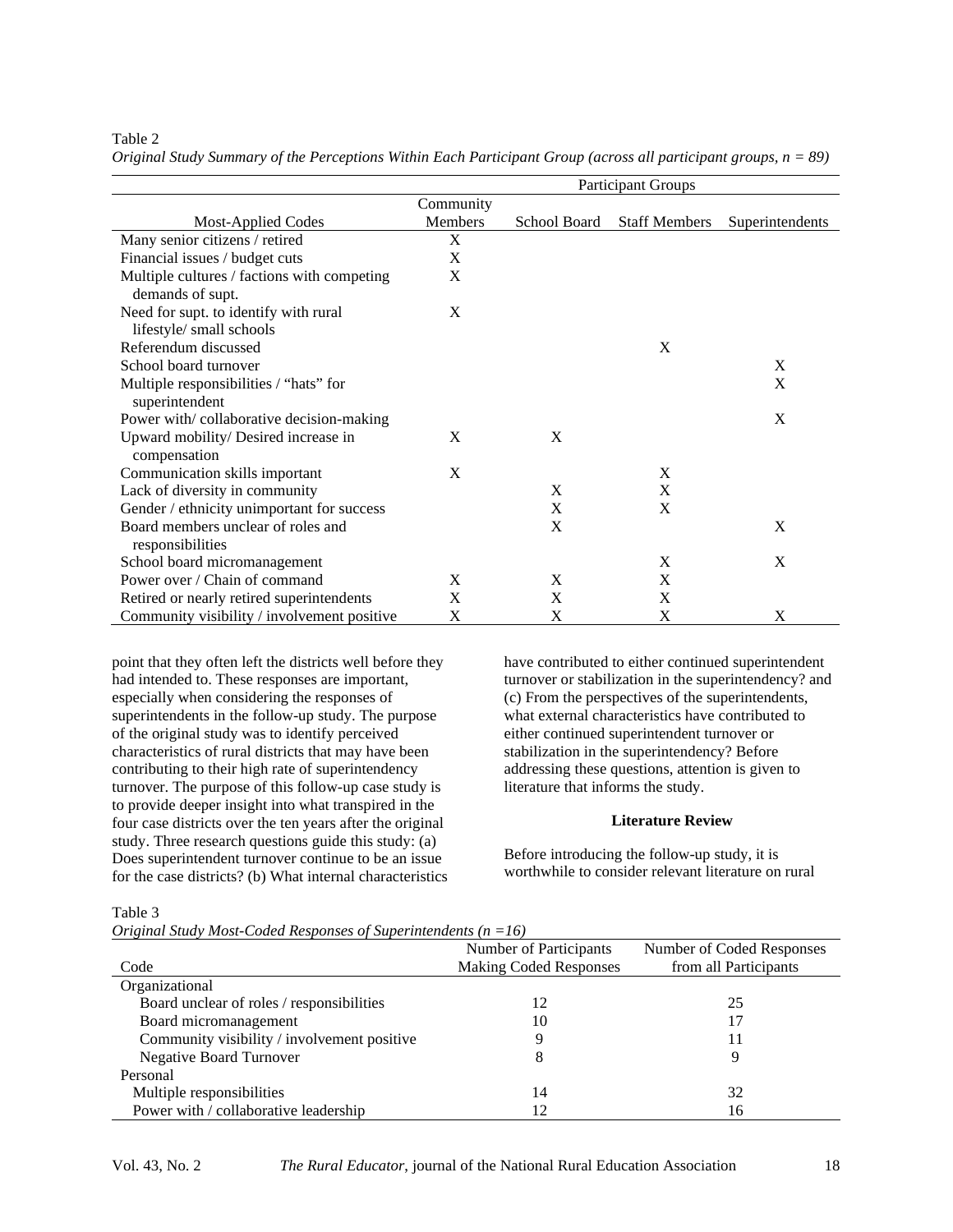Table 2
*Original Study Summary of the Perceptions Within Each Participant Group (across all participant groups, n = 89)*

| | Participant Groups | | | |
|---|---|---|---|---|
| Most-Applied Codes | Community Members | School Board | Staff Members | Superintendents |
| Many senior citizens / retired | X | | | |
| Financial issues / budget cuts | X | | | |
| Multiple cultures / factions with competing demands of supt. | X | | | |
| Need for supt. to identify with rural lifestyle/ small schools | X | | | |
| Referendum discussed | | | X | |
| School board turnover | | | | X |
| Multiple responsibilities / "hats" for superintendent | | | | X |
| Power with/ collaborative decision-making | | | | X |
| Upward mobility/ Desired increase in compensation | X | X | | |
| Communication skills important | X | | X | |
| Lack of diversity in community | | X | X | |
| Gender / ethnicity unimportant for success | | X | X | |
| Board members unclear of roles and responsibilities | | X | | X |
| School board micromanagement | | | X | X |
| Power over / Chain of command | X | X | X | |
| Retired or nearly retired superintendents | X | X | X | |
| Community visibility / involvement positive | X | X | X | X |

point that they often left the districts well before they had intended to. These responses are important, especially when considering the responses of superintendents in the follow-up study. The purpose of the original study was to identify perceived characteristics of rural districts that may have been contributing to their high rate of superintendency turnover. The purpose of this follow-up case study is to provide deeper insight into what transpired in the four case districts over the ten years after the original study. Three research questions guide this study: (a) Does superintendent turnover continue to be an issue for the case districts? (b) What internal characteristics have contributed to either continued superintendent turnover or stabilization in the superintendency? and (c) From the perspectives of the superintendents, what external characteristics have contributed to either continued superintendent turnover or stabilization in the superintendency? Before addressing these questions, attention is given to literature that informs the study.

## Literature Review

Before introducing the follow-up study, it is worthwhile to consider relevant literature on rural

Table 3
*Original Study Most-Coded Responses of Superintendents (n =16)*

| Code | Number of Participants Making Coded Responses | Number of Coded Responses from all Participants |
|---|---|---|
| Organizational | | |
| Board unclear of roles / responsibilities | 12 | 25 |
| Board micromanagement | 10 | 17 |
| Community visibility / involvement positive | 9 | 11 |
| Negative Board Turnover | 8 | 9 |
| Personal | | |
| Multiple responsibilities | 14 | 32 |
| Power with / collaborative leadership | 12 | 16 |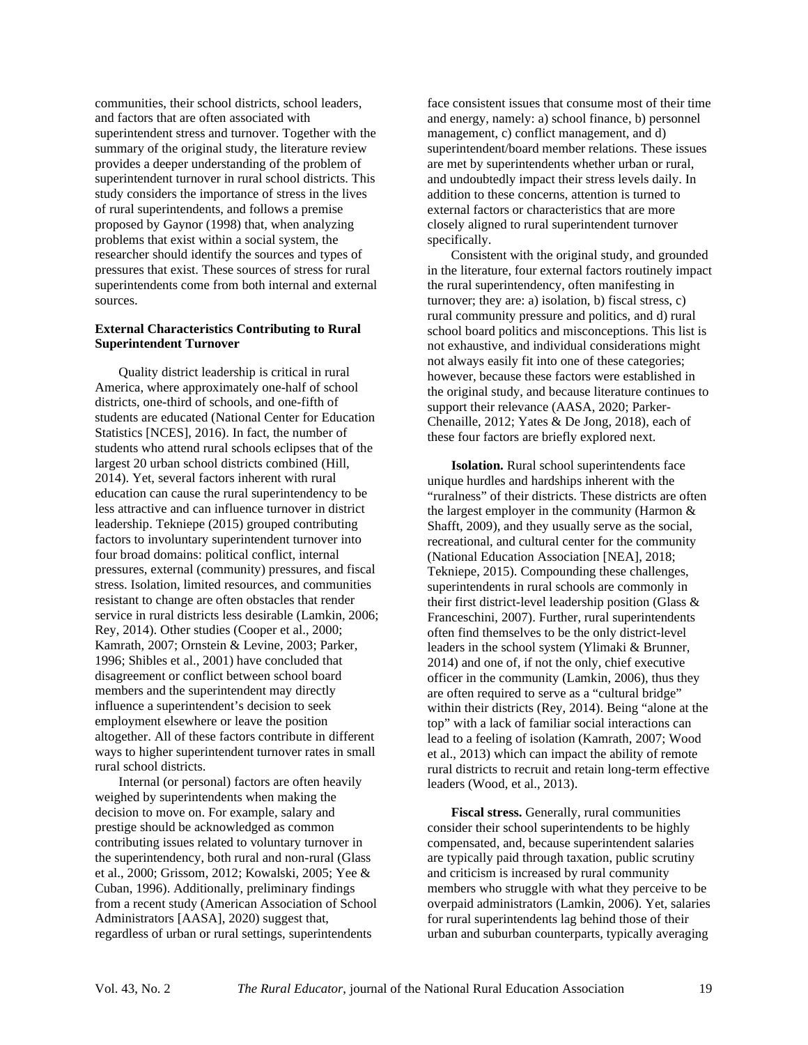communities, their school districts, school leaders, and factors that are often associated with superintendent stress and turnover. Together with the summary of the original study, the literature review provides a deeper understanding of the problem of superintendent turnover in rural school districts. This study considers the importance of stress in the lives of rural superintendents, and follows a premise proposed by Gaynor (1998) that, when analyzing problems that exist within a social system, the researcher should identify the sources and types of pressures that exist. These sources of stress for rural superintendents come from both internal and external sources.

### External Characteristics Contributing to Rural Superintendent Turnover

Quality district leadership is critical in rural America, where approximately one-half of school districts, one-third of schools, and one-fifth of students are educated (National Center for Education Statistics [NCES], 2016). In fact, the number of students who attend rural schools eclipses that of the largest 20 urban school districts combined (Hill, 2014). Yet, several factors inherent with rural education can cause the rural superintendency to be less attractive and can influence turnover in district leadership. Tekniepe (2015) grouped contributing factors to involuntary superintendent turnover into four broad domains: political conflict, internal pressures, external (community) pressures, and fiscal stress. Isolation, limited resources, and communities resistant to change are often obstacles that render service in rural districts less desirable (Lamkin, 2006; Rey, 2014). Other studies (Cooper et al., 2000; Kamrath, 2007; Ornstein & Levine, 2003; Parker, 1996; Shibles et al., 2001) have concluded that disagreement or conflict between school board members and the superintendent may directly influence a superintendent's decision to seek employment elsewhere or leave the position altogether. All of these factors contribute in different ways to higher superintendent turnover rates in small rural school districts.

Internal (or personal) factors are often heavily weighed by superintendents when making the decision to move on. For example, salary and prestige should be acknowledged as common contributing issues related to voluntary turnover in the superintendency, both rural and non-rural (Glass et al., 2000; Grissom, 2012; Kowalski, 2005; Yee & Cuban, 1996). Additionally, preliminary findings from a recent study (American Association of School Administrators [AASA], 2020) suggest that, regardless of urban or rural settings, superintendents face consistent issues that consume most of their time and energy, namely: a) school finance, b) personnel management, c) conflict management, and d) superintendent/board member relations. These issues are met by superintendents whether urban or rural, and undoubtedly impact their stress levels daily. In addition to these concerns, attention is turned to external factors or characteristics that are more closely aligned to rural superintendent turnover specifically.

Consistent with the original study, and grounded in the literature, four external factors routinely impact the rural superintendency, often manifesting in turnover; they are: a) isolation, b) fiscal stress, c) rural community pressure and politics, and d) rural school board politics and misconceptions. This list is not exhaustive, and individual considerations might not always easily fit into one of these categories; however, because these factors were established in the original study, and because literature continues to support their relevance (AASA, 2020; Parker-Chenaille, 2012; Yates & De Jong, 2018), each of these four factors are briefly explored next.

**Isolation.** Rural school superintendents face unique hurdles and hardships inherent with the "ruralness" of their districts. These districts are often the largest employer in the community (Harmon & Shafft, 2009), and they usually serve as the social, recreational, and cultural center for the community (National Education Association [NEA], 2018; Tekniepe, 2015). Compounding these challenges, superintendents in rural schools are commonly in their first district-level leadership position (Glass & Franceschini, 2007). Further, rural superintendents often find themselves to be the only district-level leaders in the school system (Ylimaki & Brunner, 2014) and one of, if not the only, chief executive officer in the community (Lamkin, 2006), thus they are often required to serve as a "cultural bridge" within their districts (Rey, 2014). Being "alone at the top" with a lack of familiar social interactions can lead to a feeling of isolation (Kamrath, 2007; Wood et al., 2013) which can impact the ability of remote rural districts to recruit and retain long-term effective leaders (Wood, et al., 2013).

**Fiscal stress.** Generally, rural communities consider their school superintendents to be highly compensated, and, because superintendent salaries are typically paid through taxation, public scrutiny and criticism is increased by rural community members who struggle with what they perceive to be overpaid administrators (Lamkin, 2006). Yet, salaries for rural superintendents lag behind those of their urban and suburban counterparts, typically averaging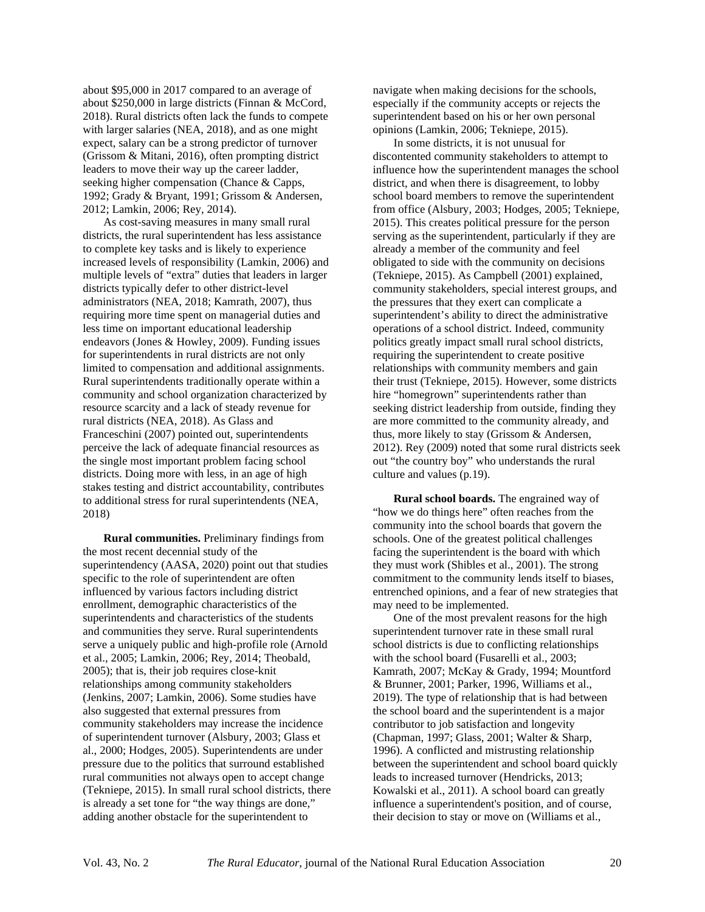about $95,000 in 2017 compared to an average of about $250,000 in large districts (Finnan & McCord, 2018). Rural districts often lack the funds to compete with larger salaries (NEA, 2018), and as one might expect, salary can be a strong predictor of turnover (Grissom & Mitani, 2016), often prompting district leaders to move their way up the career ladder, seeking higher compensation (Chance & Capps, 1992; Grady & Bryant, 1991; Grissom & Andersen, 2012; Lamkin, 2006; Rey, 2014).

As cost-saving measures in many small rural districts, the rural superintendent has less assistance to complete key tasks and is likely to experience increased levels of responsibility (Lamkin, 2006) and multiple levels of "extra" duties that leaders in larger districts typically defer to other district-level administrators (NEA, 2018; Kamrath, 2007), thus requiring more time spent on managerial duties and less time on important educational leadership endeavors (Jones & Howley, 2009). Funding issues for superintendents in rural districts are not only limited to compensation and additional assignments. Rural superintendents traditionally operate within a community and school organization characterized by resource scarcity and a lack of steady revenue for rural districts (NEA, 2018). As Glass and Franceschini (2007) pointed out, superintendents perceive the lack of adequate financial resources as the single most important problem facing school districts. Doing more with less, in an age of high stakes testing and district accountability, contributes to additional stress for rural superintendents (NEA, 2018)

**Rural communities.** Preliminary findings from the most recent decennial study of the superintendency (AASA, 2020) point out that studies specific to the role of superintendent are often influenced by various factors including district enrollment, demographic characteristics of the superintendents and characteristics of the students and communities they serve. Rural superintendents serve a uniquely public and high-profile role (Arnold et al., 2005; Lamkin, 2006; Rey, 2014; Theobald, 2005); that is, their job requires close-knit relationships among community stakeholders (Jenkins, 2007; Lamkin, 2006). Some studies have also suggested that external pressures from community stakeholders may increase the incidence of superintendent turnover (Alsbury, 2003; Glass et al., 2000; Hodges, 2005). Superintendents are under pressure due to the politics that surround established rural communities not always open to accept change (Tekniepe, 2015). In small rural school districts, there is already a set tone for "the way things are done," adding another obstacle for the superintendent to navigate when making decisions for the schools, especially if the community accepts or rejects the superintendent based on his or her own personal opinions (Lamkin, 2006; Tekniepe, 2015).

In some districts, it is not unusual for discontented community stakeholders to attempt to influence how the superintendent manages the school district, and when there is disagreement, to lobby school board members to remove the superintendent from office (Alsbury, 2003; Hodges, 2005; Tekniepe, 2015). This creates political pressure for the person serving as the superintendent, particularly if they are already a member of the community and feel obligated to side with the community on decisions (Tekniepe, 2015). As Campbell (2001) explained, community stakeholders, special interest groups, and the pressures that they exert can complicate a superintendent's ability to direct the administrative operations of a school district. Indeed, community politics greatly impact small rural school districts, requiring the superintendent to create positive relationships with community members and gain their trust (Tekniepe, 2015). However, some districts hire "homegrown" superintendents rather than seeking district leadership from outside, finding they are more committed to the community already, and thus, more likely to stay (Grissom & Andersen, 2012). Rey (2009) noted that some rural districts seek out "the country boy" who understands the rural culture and values (p.19).

**Rural school boards.** The engrained way of "how we do things here" often reaches from the community into the school boards that govern the schools. One of the greatest political challenges facing the superintendent is the board with which they must work (Shibles et al., 2001). The strong commitment to the community lends itself to biases, entrenched opinions, and a fear of new strategies that may need to be implemented.

One of the most prevalent reasons for the high superintendent turnover rate in these small rural school districts is due to conflicting relationships with the school board (Fusarelli et al., 2003; Kamrath, 2007; McKay & Grady, 1994; Mountford & Brunner, 2001; Parker, 1996, Williams et al., 2019). The type of relationship that is had between the school board and the superintendent is a major contributor to job satisfaction and longevity (Chapman, 1997; Glass, 2001; Walter & Sharp, 1996). A conflicted and mistrusting relationship between the superintendent and school board quickly leads to increased turnover (Hendricks, 2013; Kowalski et al., 2011). A school board can greatly influence a superintendent's position, and of course, their decision to stay or move on (Williams et al.,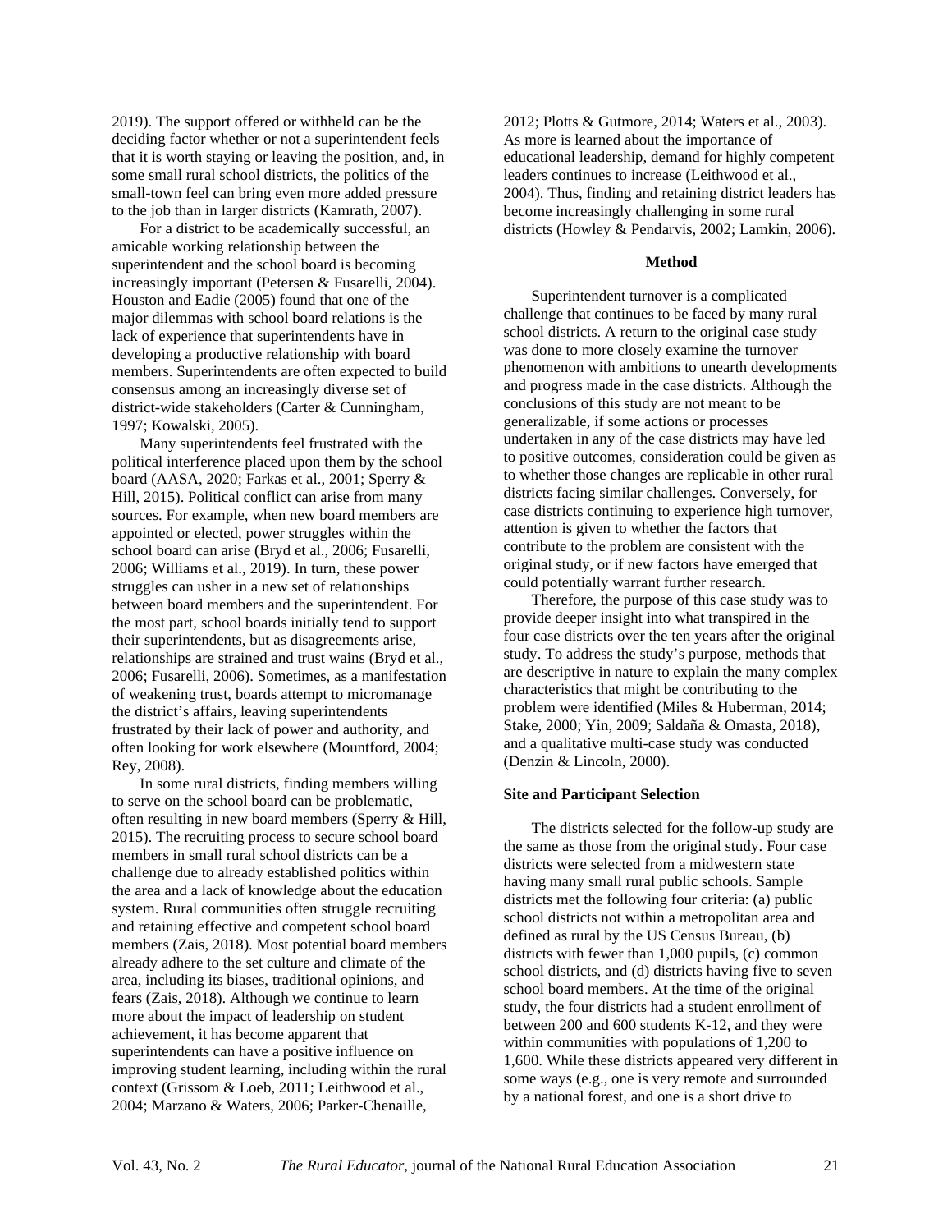2019). The support offered or withheld can be the deciding factor whether or not a superintendent feels that it is worth staying or leaving the position, and, in some small rural school districts, the politics of the small-town feel can bring even more added pressure to the job than in larger districts (Kamrath, 2007).

For a district to be academically successful, an amicable working relationship between the superintendent and the school board is becoming increasingly important (Petersen & Fusarelli, 2004). Houston and Eadie (2005) found that one of the major dilemmas with school board relations is the lack of experience that superintendents have in developing a productive relationship with board members. Superintendents are often expected to build consensus among an increasingly diverse set of district-wide stakeholders (Carter & Cunningham, 1997; Kowalski, 2005).

Many superintendents feel frustrated with the political interference placed upon them by the school board (AASA, 2020; Farkas et al., 2001; Sperry & Hill, 2015). Political conflict can arise from many sources. For example, when new board members are appointed or elected, power struggles within the school board can arise (Bryd et al., 2006; Fusarelli, 2006; Williams et al., 2019). In turn, these power struggles can usher in a new set of relationships between board members and the superintendent. For the most part, school boards initially tend to support their superintendents, but as disagreements arise, relationships are strained and trust wains (Bryd et al., 2006; Fusarelli, 2006). Sometimes, as a manifestation of weakening trust, boards attempt to micromanage the district's affairs, leaving superintendents frustrated by their lack of power and authority, and often looking for work elsewhere (Mountford, 2004; Rey, 2008).

In some rural districts, finding members willing to serve on the school board can be problematic, often resulting in new board members (Sperry & Hill, 2015). The recruiting process to secure school board members in small rural school districts can be a challenge due to already established politics within the area and a lack of knowledge about the education system. Rural communities often struggle recruiting and retaining effective and competent school board members (Zais, 2018). Most potential board members already adhere to the set culture and climate of the area, including its biases, traditional opinions, and fears (Zais, 2018). Although we continue to learn more about the impact of leadership on student achievement, it has become apparent that superintendents can have a positive influence on improving student learning, including within the rural context (Grissom & Loeb, 2011; Leithwood et al., 2004; Marzano & Waters, 2006; Parker-Chenaille, 2012; Plotts & Gutmore, 2014; Waters et al., 2003). As more is learned about the importance of educational leadership, demand for highly competent leaders continues to increase (Leithwood et al., 2004). Thus, finding and retaining district leaders has become increasingly challenging in some rural districts (Howley & Pendarvis, 2002; Lamkin, 2006).

## Method

Superintendent turnover is a complicated challenge that continues to be faced by many rural school districts. A return to the original case study was done to more closely examine the turnover phenomenon with ambitions to unearth developments and progress made in the case districts. Although the conclusions of this study are not meant to be generalizable, if some actions or processes undertaken in any of the case districts may have led to positive outcomes, consideration could be given as to whether those changes are replicable in other rural districts facing similar challenges. Conversely, for case districts continuing to experience high turnover, attention is given to whether the factors that contribute to the problem are consistent with the original study, or if new factors have emerged that could potentially warrant further research.

Therefore, the purpose of this case study was to provide deeper insight into what transpired in the four case districts over the ten years after the original study. To address the study's purpose, methods that are descriptive in nature to explain the many complex characteristics that might be contributing to the problem were identified (Miles & Huberman, 2014; Stake, 2000; Yin, 2009; Saldaña & Omasta, 2018), and a qualitative multi-case study was conducted (Denzin & Lincoln, 2000).

### Site and Participant Selection

The districts selected for the follow-up study are the same as those from the original study. Four case districts were selected from a midwestern state having many small rural public schools. Sample districts met the following four criteria: (a) public school districts not within a metropolitan area and defined as rural by the US Census Bureau, (b) districts with fewer than 1,000 pupils, (c) common school districts, and (d) districts having five to seven school board members. At the time of the original study, the four districts had a student enrollment of between 200 and 600 students K-12, and they were within communities with populations of 1,200 to 1,600. While these districts appeared very different in some ways (e.g., one is very remote and surrounded by a national forest, and one is a short drive to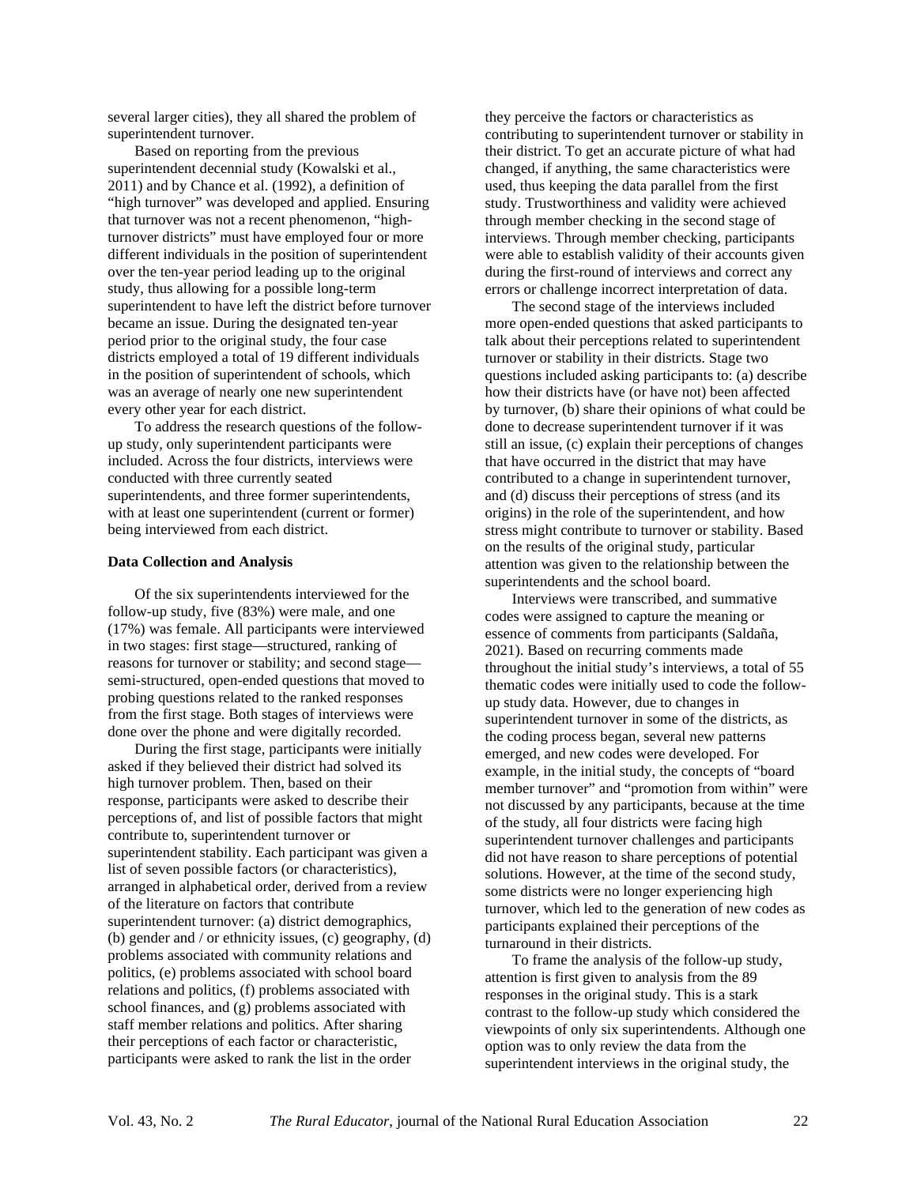several larger cities), they all shared the problem of superintendent turnover.

Based on reporting from the previous superintendent decennial study (Kowalski et al., 2011) and by Chance et al. (1992), a definition of "high turnover" was developed and applied. Ensuring that turnover was not a recent phenomenon, "high-turnover districts" must have employed four or more different individuals in the position of superintendent over the ten-year period leading up to the original study, thus allowing for a possible long-term superintendent to have left the district before turnover became an issue. During the designated ten-year period prior to the original study, the four case districts employed a total of 19 different individuals in the position of superintendent of schools, which was an average of nearly one new superintendent every other year for each district.

To address the research questions of the follow-up study, only superintendent participants were included. Across the four districts, interviews were conducted with three currently seated superintendents, and three former superintendents, with at least one superintendent (current or former) being interviewed from each district.

**Data Collection and Analysis**

Of the six superintendents interviewed for the follow-up study, five (83%) were male, and one (17%) was female. All participants were interviewed in two stages: first stage—structured, ranking of reasons for turnover or stability; and second stage—semi-structured, open-ended questions that moved to probing questions related to the ranked responses from the first stage. Both stages of interviews were done over the phone and were digitally recorded.

During the first stage, participants were initially asked if they believed their district had solved its high turnover problem. Then, based on their response, participants were asked to describe their perceptions of, and list of possible factors that might contribute to, superintendent turnover or superintendent stability. Each participant was given a list of seven possible factors (or characteristics), arranged in alphabetical order, derived from a review of the literature on factors that contribute superintendent turnover: (a) district demographics, (b) gender and / or ethnicity issues, (c) geography, (d) problems associated with community relations and politics, (e) problems associated with school board relations and politics, (f) problems associated with school finances, and (g) problems associated with staff member relations and politics. After sharing their perceptions of each factor or characteristic, participants were asked to rank the list in the order they perceive the factors or characteristics as contributing to superintendent turnover or stability in their district. To get an accurate picture of what had changed, if anything, the same characteristics were used, thus keeping the data parallel from the first study. Trustworthiness and validity were achieved through member checking in the second stage of interviews. Through member checking, participants were able to establish validity of their accounts given during the first-round of interviews and correct any errors or challenge incorrect interpretation of data.

The second stage of the interviews included more open-ended questions that asked participants to talk about their perceptions related to superintendent turnover or stability in their districts. Stage two questions included asking participants to: (a) describe how their districts have (or have not) been affected by turnover, (b) share their opinions of what could be done to decrease superintendent turnover if it was still an issue, (c) explain their perceptions of changes that have occurred in the district that may have contributed to a change in superintendent turnover, and (d) discuss their perceptions of stress (and its origins) in the role of the superintendent, and how stress might contribute to turnover or stability. Based on the results of the original study, particular attention was given to the relationship between the superintendents and the school board.

Interviews were transcribed, and summative codes were assigned to capture the meaning or essence of comments from participants (Saldaña, 2021). Based on recurring comments made throughout the initial study's interviews, a total of 55 thematic codes were initially used to code the follow-up study data. However, due to changes in superintendent turnover in some of the districts, as the coding process began, several new patterns emerged, and new codes were developed. For example, in the initial study, the concepts of "board member turnover" and "promotion from within" were not discussed by any participants, because at the time of the study, all four districts were facing high superintendent turnover challenges and participants did not have reason to share perceptions of potential solutions. However, at the time of the second study, some districts were no longer experiencing high turnover, which led to the generation of new codes as participants explained their perceptions of the turnaround in their districts.

To frame the analysis of the follow-up study, attention is first given to analysis from the 89 responses in the original study. This is a stark contrast to the follow-up study which considered the viewpoints of only six superintendents. Although one option was to only review the data from the superintendent interviews in the original study, the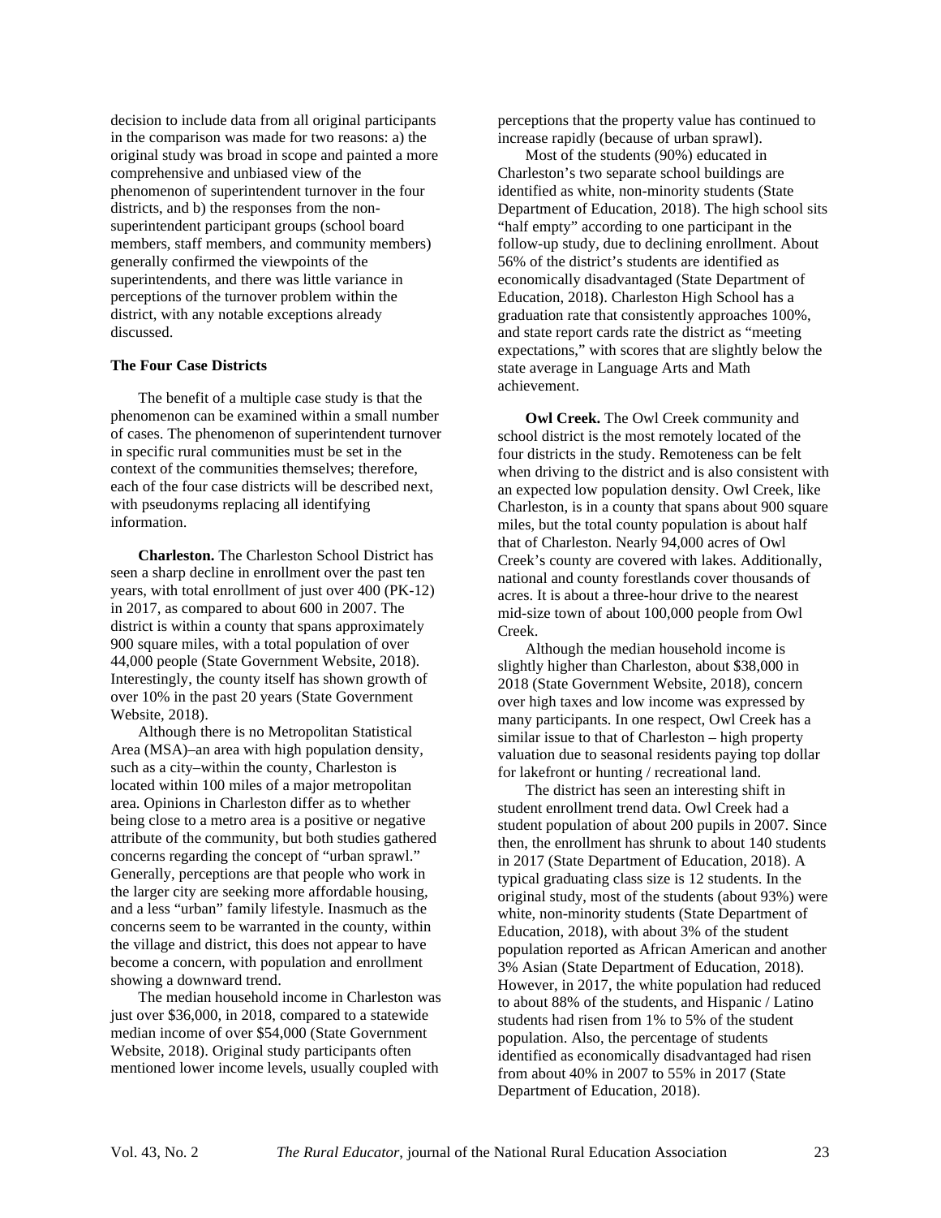decision to include data from all original participants in the comparison was made for two reasons: a) the original study was broad in scope and painted a more comprehensive and unbiased view of the phenomenon of superintendent turnover in the four districts, and b) the responses from the non-superintendent participant groups (school board members, staff members, and community members) generally confirmed the viewpoints of the superintendents, and there was little variance in perceptions of the turnover problem within the district, with any notable exceptions already discussed.

### The Four Case Districts

The benefit of a multiple case study is that the phenomenon can be examined within a small number of cases. The phenomenon of superintendent turnover in specific rural communities must be set in the context of the communities themselves; therefore, each of the four case districts will be described next, with pseudonyms replacing all identifying information.

**Charleston.** The Charleston School District has seen a sharp decline in enrollment over the past ten years, with total enrollment of just over 400 (PK-12) in 2017, as compared to about 600 in 2007. The district is within a county that spans approximately 900 square miles, with a total population of over 44,000 people (State Government Website, 2018). Interestingly, the county itself has shown growth of over 10% in the past 20 years (State Government Website, 2018).

Although there is no Metropolitan Statistical Area (MSA)–an area with high population density, such as a city–within the county, Charleston is located within 100 miles of a major metropolitan area. Opinions in Charleston differ as to whether being close to a metro area is a positive or negative attribute of the community, but both studies gathered concerns regarding the concept of "urban sprawl." Generally, perceptions are that people who work in the larger city are seeking more affordable housing, and a less "urban" family lifestyle. Inasmuch as the concerns seem to be warranted in the county, within the village and district, this does not appear to have become a concern, with population and enrollment showing a downward trend.

The median household income in Charleston was just over $36,000, in 2018, compared to a statewide median income of over $54,000 (State Government Website, 2018). Original study participants often mentioned lower income levels, usually coupled with perceptions that the property value has continued to increase rapidly (because of urban sprawl).

Most of the students (90%) educated in Charleston's two separate school buildings are identified as white, non-minority students (State Department of Education, 2018). The high school sits "half empty" according to one participant in the follow-up study, due to declining enrollment. About 56% of the district's students are identified as economically disadvantaged (State Department of Education, 2018). Charleston High School has a graduation rate that consistently approaches 100%, and state report cards rate the district as "meeting expectations," with scores that are slightly below the state average in Language Arts and Math achievement.

**Owl Creek.** The Owl Creek community and school district is the most remotely located of the four districts in the study. Remoteness can be felt when driving to the district and is also consistent with an expected low population density. Owl Creek, like Charleston, is in a county that spans about 900 square miles, but the total county population is about half that of Charleston. Nearly 94,000 acres of Owl Creek's county are covered with lakes. Additionally, national and county forestlands cover thousands of acres. It is about a three-hour drive to the nearest mid-size town of about 100,000 people from Owl Creek.

Although the median household income is slightly higher than Charleston, about $38,000 in 2018 (State Government Website, 2018), concern over high taxes and low income was expressed by many participants. In one respect, Owl Creek has a similar issue to that of Charleston – high property valuation due to seasonal residents paying top dollar for lakefront or hunting / recreational land.

The district has seen an interesting shift in student enrollment trend data. Owl Creek had a student population of about 200 pupils in 2007. Since then, the enrollment has shrunk to about 140 students in 2017 (State Department of Education, 2018). A typical graduating class size is 12 students. In the original study, most of the students (about 93%) were white, non-minority students (State Department of Education, 2018), with about 3% of the student population reported as African American and another 3% Asian (State Department of Education, 2018). However, in 2017, the white population had reduced to about 88% of the students, and Hispanic / Latino students had risen from 1% to 5% of the student population. Also, the percentage of students identified as economically disadvantaged had risen from about 40% in 2007 to 55% in 2017 (State Department of Education, 2018).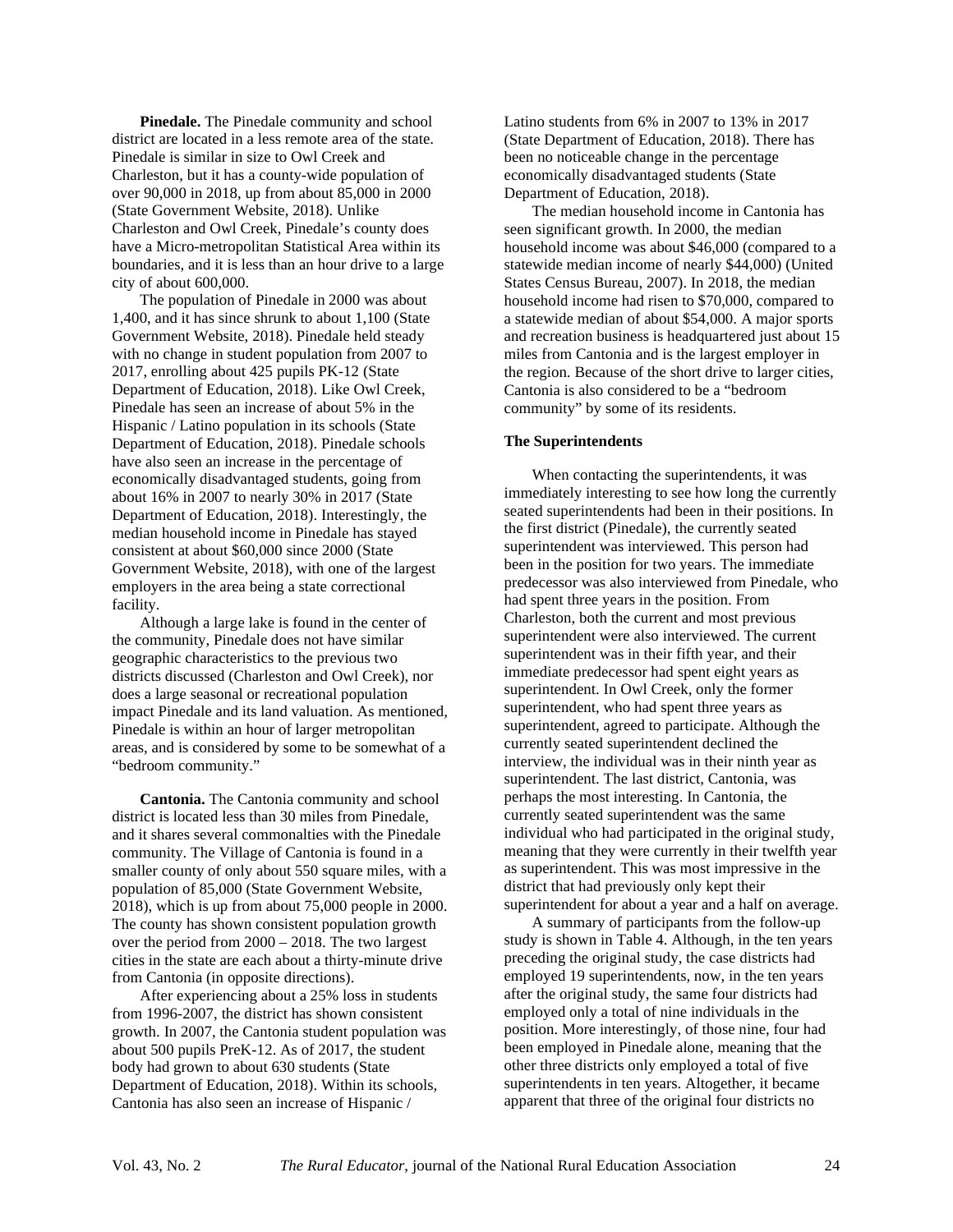**Pinedale.** The Pinedale community and school district are located in a less remote area of the state. Pinedale is similar in size to Owl Creek and Charleston, but it has a county-wide population of over 90,000 in 2018, up from about 85,000 in 2000 (State Government Website, 2018). Unlike Charleston and Owl Creek, Pinedale's county does have a Micro-metropolitan Statistical Area within its boundaries, and it is less than an hour drive to a large city of about 600,000.

The population of Pinedale in 2000 was about 1,400, and it has since shrunk to about 1,100 (State Government Website, 2018). Pinedale held steady with no change in student population from 2007 to 2017, enrolling about 425 pupils PK-12 (State Department of Education, 2018). Like Owl Creek, Pinedale has seen an increase of about 5% in the Hispanic / Latino population in its schools (State Department of Education, 2018). Pinedale schools have also seen an increase in the percentage of economically disadvantaged students, going from about 16% in 2007 to nearly 30% in 2017 (State Department of Education, 2018). Interestingly, the median household income in Pinedale has stayed consistent at about $60,000 since 2000 (State Government Website, 2018), with one of the largest employers in the area being a state correctional facility.

Although a large lake is found in the center of the community, Pinedale does not have similar geographic characteristics to the previous two districts discussed (Charleston and Owl Creek), nor does a large seasonal or recreational population impact Pinedale and its land valuation. As mentioned, Pinedale is within an hour of larger metropolitan areas, and is considered by some to be somewhat of a "bedroom community."

**Cantonia.** The Cantonia community and school district is located less than 30 miles from Pinedale, and it shares several commonalties with the Pinedale community. The Village of Cantonia is found in a smaller county of only about 550 square miles, with a population of 85,000 (State Government Website, 2018), which is up from about 75,000 people in 2000. The county has shown consistent population growth over the period from 2000 – 2018. The two largest cities in the state are each about a thirty-minute drive from Cantonia (in opposite directions).

After experiencing about a 25% loss in students from 1996-2007, the district has shown consistent growth. In 2007, the Cantonia student population was about 500 pupils PreK-12. As of 2017, the student body had grown to about 630 students (State Department of Education, 2018). Within its schools, Cantonia has also seen an increase of Hispanic / Latino students from 6% in 2007 to 13% in 2017 (State Department of Education, 2018). There has been no noticeable change in the percentage economically disadvantaged students (State Department of Education, 2018).

The median household income in Cantonia has seen significant growth. In 2000, the median household income was about $46,000 (compared to a statewide median income of nearly $44,000) (United States Census Bureau, 2007). In 2018, the median household income had risen to $70,000, compared to a statewide median of about $54,000. A major sports and recreation business is headquartered just about 15 miles from Cantonia and is the largest employer in the region. Because of the short drive to larger cities, Cantonia is also considered to be a "bedroom community" by some of its residents.

### The Superintendents

When contacting the superintendents, it was immediately interesting to see how long the currently seated superintendents had been in their positions. In the first district (Pinedale), the currently seated superintendent was interviewed. This person had been in the position for two years. The immediate predecessor was also interviewed from Pinedale, who had spent three years in the position. From Charleston, both the current and most previous superintendent were also interviewed. The current superintendent was in their fifth year, and their immediate predecessor had spent eight years as superintendent. In Owl Creek, only the former superintendent, who had spent three years as superintendent, agreed to participate. Although the currently seated superintendent declined the interview, the individual was in their ninth year as superintendent. The last district, Cantonia, was perhaps the most interesting. In Cantonia, the currently seated superintendent was the same individual who had participated in the original study, meaning that they were currently in their twelfth year as superintendent. This was most impressive in the district that had previously only kept their superintendent for about a year and a half on average.

A summary of participants from the follow-up study is shown in Table 4. Although, in the ten years preceding the original study, the case districts had employed 19 superintendents, now, in the ten years after the original study, the same four districts had employed only a total of nine individuals in the position. More interestingly, of those nine, four had been employed in Pinedale alone, meaning that the other three districts only employed a total of five superintendents in ten years. Altogether, it became apparent that three of the original four districts no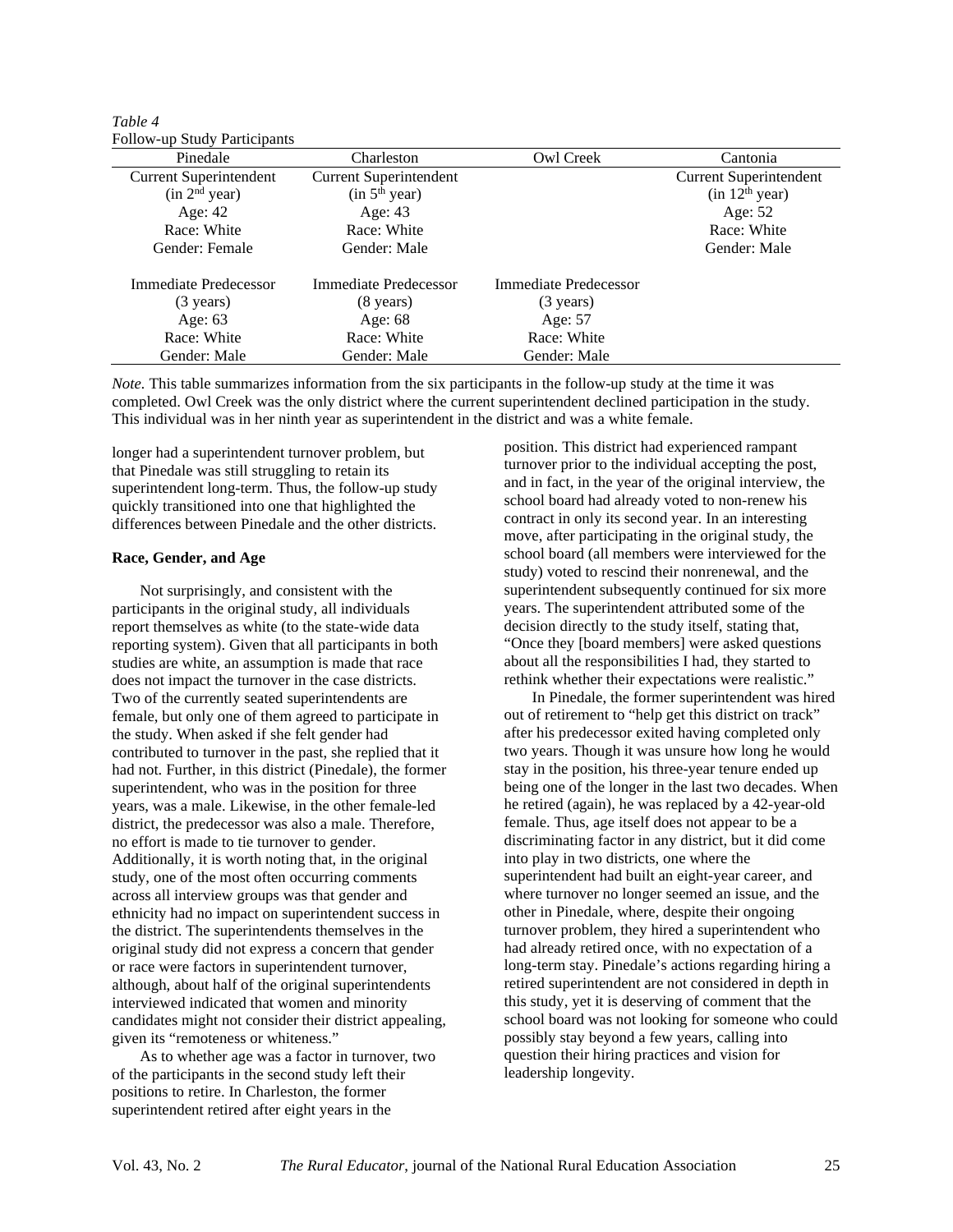*Table 4*
Follow-up Study Participants

| Pinedale | Charleston | Owl Creek | Cantonia |
|---|---|---|---|
| Current Superintendent (in 2nd year) Age: 42 Race: White Gender: Female | Current Superintendent (in 5th year) Age: 43 Race: White Gender: Male | | Current Superintendent (in 12th year) Age: 52 Race: White Gender: Male |
| Immediate Predecessor (3 years) Age: 63 Race: White Gender: Male | Immediate Predecessor (8 years) Age: 68 Race: White Gender: Male | Immediate Predecessor (3 years) Age: 57 Race: White Gender: Male | |

*Note.* This table summarizes information from the six participants in the follow-up study at the time it was completed. Owl Creek was the only district where the current superintendent declined participation in the study. This individual was in her ninth year as superintendent in the district and was a white female.

longer had a superintendent turnover problem, but that Pinedale was still struggling to retain its superintendent long-term. Thus, the follow-up study quickly transitioned into one that highlighted the differences between Pinedale and the other districts.

**Race, Gender, and Age**

Not surprisingly, and consistent with the participants in the original study, all individuals report themselves as white (to the state-wide data reporting system). Given that all participants in both studies are white, an assumption is made that race does not impact the turnover in the case districts. Two of the currently seated superintendents are female, but only one of them agreed to participate in the study. When asked if she felt gender had contributed to turnover in the past, she replied that it had not. Further, in this district (Pinedale), the former superintendent, who was in the position for three years, was a male. Likewise, in the other female-led district, the predecessor was also a male. Therefore, no effort is made to tie turnover to gender. Additionally, it is worth noting that, in the original study, one of the most often occurring comments across all interview groups was that gender and ethnicity had no impact on superintendent success in the district. The superintendents themselves in the original study did not express a concern that gender or race were factors in superintendent turnover, although, about half of the original superintendents interviewed indicated that women and minority candidates might not consider their district appealing, given its "remoteness or whiteness."

As to whether age was a factor in turnover, two of the participants in the second study left their positions to retire. In Charleston, the former superintendent retired after eight years in the position. This district had experienced rampant turnover prior to the individual accepting the post, and in fact, in the year of the original interview, the school board had already voted to non-renew his contract in only its second year. In an interesting move, after participating in the original study, the school board (all members were interviewed for the study) voted to rescind their nonrenewal, and the superintendent subsequently continued for six more years. The superintendent attributed some of the decision directly to the study itself, stating that, "Once they [board members] were asked questions about all the responsibilities I had, they started to rethink whether their expectations were realistic."

In Pinedale, the former superintendent was hired out of retirement to "help get this district on track" after his predecessor exited having completed only two years. Though it was unsure how long he would stay in the position, his three-year tenure ended up being one of the longer in the last two decades. When he retired (again), he was replaced by a 42-year-old female. Thus, age itself does not appear to be a discriminating factor in any district, but it did come into play in two districts, one where the superintendent had built an eight-year career, and where turnover no longer seemed an issue, and the other in Pinedale, where, despite their ongoing turnover problem, they hired a superintendent who had already retired once, with no expectation of a long-term stay. Pinedale's actions regarding hiring a retired superintendent are not considered in depth in this study, yet it is deserving of comment that the school board was not looking for someone who could possibly stay beyond a few years, calling into question their hiring practices and vision for leadership longevity.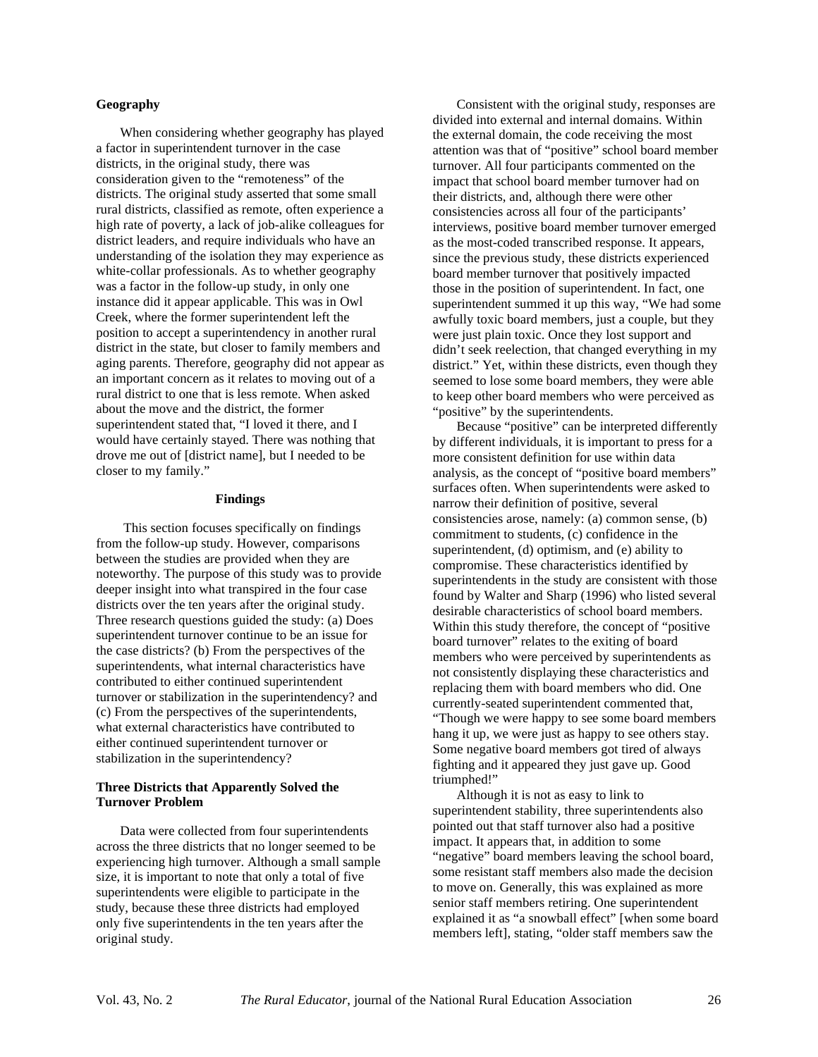### Geography

When considering whether geography has played a factor in superintendent turnover in the case districts, in the original study, there was consideration given to the "remoteness" of the districts. The original study asserted that some small rural districts, classified as remote, often experience a high rate of poverty, a lack of job-alike colleagues for district leaders, and require individuals who have an understanding of the isolation they may experience as white-collar professionals. As to whether geography was a factor in the follow-up study, in only one instance did it appear applicable. This was in Owl Creek, where the former superintendent left the position to accept a superintendency in another rural district in the state, but closer to family members and aging parents. Therefore, geography did not appear as an important concern as it relates to moving out of a rural district to one that is less remote. When asked about the move and the district, the former superintendent stated that, "I loved it there, and I would have certainly stayed. There was nothing that drove me out of [district name], but I needed to be closer to my family."

## Findings

This section focuses specifically on findings from the follow-up study. However, comparisons between the studies are provided when they are noteworthy. The purpose of this study was to provide deeper insight into what transpired in the four case districts over the ten years after the original study. Three research questions guided the study: (a) Does superintendent turnover continue to be an issue for the case districts? (b) From the perspectives of the superintendents, what internal characteristics have contributed to either continued superintendent turnover or stabilization in the superintendency? and (c) From the perspectives of the superintendents, what external characteristics have contributed to either continued superintendent turnover or stabilization in the superintendency?

### Three Districts that Apparently Solved the Turnover Problem

Data were collected from four superintendents across the three districts that no longer seemed to be experiencing high turnover. Although a small sample size, it is important to note that only a total of five superintendents were eligible to participate in the study, because these three districts had employed only five superintendents in the ten years after the original study.

Consistent with the original study, responses are divided into external and internal domains. Within the external domain, the code receiving the most attention was that of "positive" school board member turnover. All four participants commented on the impact that school board member turnover had on their districts, and, although there were other consistencies across all four of the participants' interviews, positive board member turnover emerged as the most-coded transcribed response. It appears, since the previous study, these districts experienced board member turnover that positively impacted those in the position of superintendent. In fact, one superintendent summed it up this way, "We had some awfully toxic board members, just a couple, but they were just plain toxic. Once they lost support and didn't seek reelection, that changed everything in my district." Yet, within these districts, even though they seemed to lose some board members, they were able to keep other board members who were perceived as "positive" by the superintendents.

Because "positive" can be interpreted differently by different individuals, it is important to press for a more consistent definition for use within data analysis, as the concept of "positive board members" surfaces often. When superintendents were asked to narrow their definition of positive, several consistencies arose, namely: (a) common sense, (b) commitment to students, (c) confidence in the superintendent, (d) optimism, and (e) ability to compromise. These characteristics identified by superintendents in the study are consistent with those found by Walter and Sharp (1996) who listed several desirable characteristics of school board members. Within this study therefore, the concept of "positive board turnover" relates to the exiting of board members who were perceived by superintendents as not consistently displaying these characteristics and replacing them with board members who did. One currently-seated superintendent commented that, "Though we were happy to see some board members hang it up, we were just as happy to see others stay. Some negative board members got tired of always fighting and it appeared they just gave up. Good triumphed!"

Although it is not as easy to link to superintendent stability, three superintendents also pointed out that staff turnover also had a positive impact. It appears that, in addition to some "negative" board members leaving the school board, some resistant staff members also made the decision to move on. Generally, this was explained as more senior staff members retiring. One superintendent explained it as "a snowball effect" [when some board members left], stating, "older staff members saw the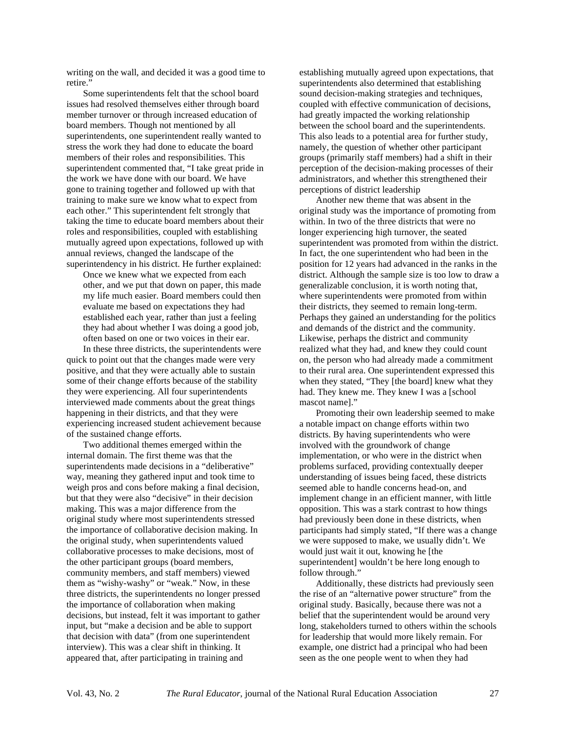writing on the wall, and decided it was a good time to retire."

Some superintendents felt that the school board issues had resolved themselves either through board member turnover or through increased education of board members. Though not mentioned by all superintendents, one superintendent really wanted to stress the work they had done to educate the board members of their roles and responsibilities. This superintendent commented that, "I take great pride in the work we have done with our board. We have gone to training together and followed up with that training to make sure we know what to expect from each other." This superintendent felt strongly that taking the time to educate board members about their roles and responsibilities, coupled with establishing mutually agreed upon expectations, followed up with annual reviews, changed the landscape of the superintendency in his district. He further explained:

> Once we knew what we expected from each other, and we put that down on paper, this made my life much easier. Board members could then evaluate me based on expectations they had established each year, rather than just a feeling they had about whether I was doing a good job, often based on one or two voices in their ear.

In these three districts, the superintendents were quick to point out that the changes made were very positive, and that they were actually able to sustain some of their change efforts because of the stability they were experiencing. All four superintendents interviewed made comments about the great things happening in their districts, and that they were experiencing increased student achievement because of the sustained change efforts.

Two additional themes emerged within the internal domain. The first theme was that the superintendents made decisions in a "deliberative" way, meaning they gathered input and took time to weigh pros and cons before making a final decision, but that they were also "decisive" in their decision making. This was a major difference from the original study where most superintendents stressed the importance of collaborative decision making. In the original study, when superintendents valued collaborative processes to make decisions, most of the other participant groups (board members, community members, and staff members) viewed them as "wishy-washy" or "weak." Now, in these three districts, the superintendents no longer pressed the importance of collaboration when making decisions, but instead, felt it was important to gather input, but "make a decision and be able to support that decision with data" (from one superintendent interview). This was a clear shift in thinking. It appeared that, after participating in training and establishing mutually agreed upon expectations, that superintendents also determined that establishing sound decision-making strategies and techniques, coupled with effective communication of decisions, had greatly impacted the working relationship between the school board and the superintendents. This also leads to a potential area for further study, namely, the question of whether other participant groups (primarily staff members) had a shift in their perception of the decision-making processes of their administrators, and whether this strengthened their perceptions of district leadership

Another new theme that was absent in the original study was the importance of promoting from within. In two of the three districts that were no longer experiencing high turnover, the seated superintendent was promoted from within the district. In fact, the one superintendent who had been in the position for 12 years had advanced in the ranks in the district. Although the sample size is too low to draw a generalizable conclusion, it is worth noting that, where superintendents were promoted from within their districts, they seemed to remain long-term. Perhaps they gained an understanding for the politics and demands of the district and the community. Likewise, perhaps the district and community realized what they had, and knew they could count on, the person who had already made a commitment to their rural area. One superintendent expressed this when they stated, "They [the board] knew what they had. They knew me. They knew I was a [school mascot name]."

Promoting their own leadership seemed to make a notable impact on change efforts within two districts. By having superintendents who were involved with the groundwork of change implementation, or who were in the district when problems surfaced, providing contextually deeper understanding of issues being faced, these districts seemed able to handle concerns head-on, and implement change in an efficient manner, with little opposition. This was a stark contrast to how things had previously been done in these districts, when participants had simply stated, "If there was a change we were supposed to make, we usually didn't. We would just wait it out, knowing he [the superintendent] wouldn't be here long enough to follow through."

Additionally, these districts had previously seen the rise of an "alternative power structure" from the original study. Basically, because there was not a belief that the superintendent would be around very long, stakeholders turned to others within the schools for leadership that would more likely remain. For example, one district had a principal who had been seen as the one people went to when they had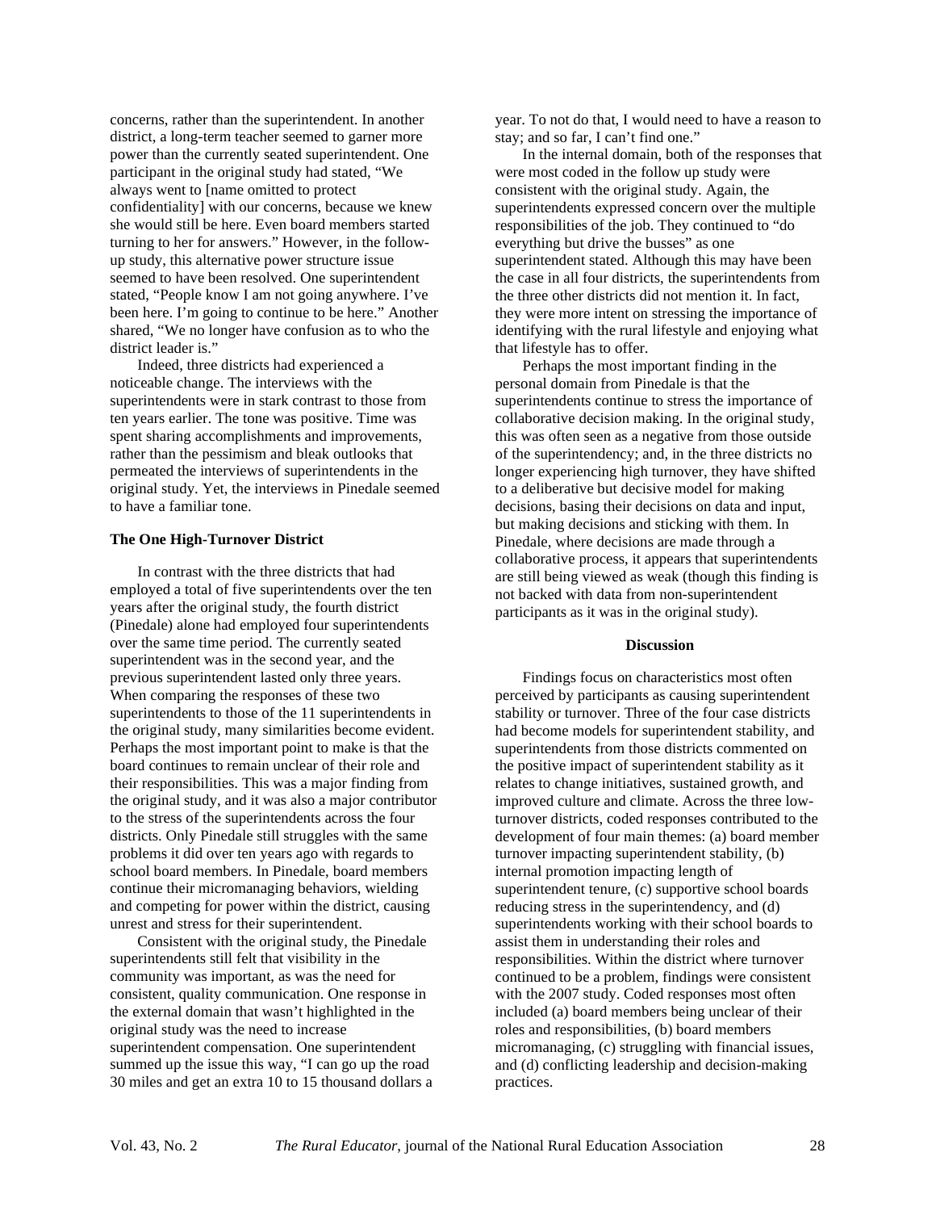concerns, rather than the superintendent. In another district, a long-term teacher seemed to garner more power than the currently seated superintendent. One participant in the original study had stated, "We always went to [name omitted to protect confidentiality] with our concerns, because we knew she would still be here. Even board members started turning to her for answers." However, in the follow-up study, this alternative power structure issue seemed to have been resolved. One superintendent stated, "People know I am not going anywhere. I've been here. I'm going to continue to be here." Another shared, "We no longer have confusion as to who the district leader is."

Indeed, three districts had experienced a noticeable change. The interviews with the superintendents were in stark contrast to those from ten years earlier. The tone was positive. Time was spent sharing accomplishments and improvements, rather than the pessimism and bleak outlooks that permeated the interviews of superintendents in the original study. Yet, the interviews in Pinedale seemed to have a familiar tone.

### The One High-Turnover District

In contrast with the three districts that had employed a total of five superintendents over the ten years after the original study, the fourth district (Pinedale) alone had employed four superintendents over the same time period. The currently seated superintendent was in the second year, and the previous superintendent lasted only three years. When comparing the responses of these two superintendents to those of the 11 superintendents in the original study, many similarities become evident. Perhaps the most important point to make is that the board continues to remain unclear of their role and their responsibilities. This was a major finding from the original study, and it was also a major contributor to the stress of the superintendents across the four districts. Only Pinedale still struggles with the same problems it did over ten years ago with regards to school board members. In Pinedale, board members continue their micromanaging behaviors, wielding and competing for power within the district, causing unrest and stress for their superintendent.

Consistent with the original study, the Pinedale superintendents still felt that visibility in the community was important, as was the need for consistent, quality communication. One response in the external domain that wasn't highlighted in the original study was the need to increase superintendent compensation. One superintendent summed up the issue this way, "I can go up the road 30 miles and get an extra 10 to 15 thousand dollars a year. To not do that, I would need to have a reason to stay; and so far, I can't find one."

In the internal domain, both of the responses that were most coded in the follow up study were consistent with the original study. Again, the superintendents expressed concern over the multiple responsibilities of the job. They continued to "do everything but drive the busses" as one superintendent stated. Although this may have been the case in all four districts, the superintendents from the three other districts did not mention it. In fact, they were more intent on stressing the importance of identifying with the rural lifestyle and enjoying what that lifestyle has to offer.

Perhaps the most important finding in the personal domain from Pinedale is that the superintendents continue to stress the importance of collaborative decision making. In the original study, this was often seen as a negative from those outside of the superintendency; and, in the three districts no longer experiencing high turnover, they have shifted to a deliberative but decisive model for making decisions, basing their decisions on data and input, but making decisions and sticking with them. In Pinedale, where decisions are made through a collaborative process, it appears that superintendents are still being viewed as weak (though this finding is not backed with data from non-superintendent participants as it was in the original study).

## Discussion

Findings focus on characteristics most often perceived by participants as causing superintendent stability or turnover. Three of the four case districts had become models for superintendent stability, and superintendents from those districts commented on the positive impact of superintendent stability as it relates to change initiatives, sustained growth, and improved culture and climate. Across the three low-turnover districts, coded responses contributed to the development of four main themes: (a) board member turnover impacting superintendent stability, (b) internal promotion impacting length of superintendent tenure, (c) supportive school boards reducing stress in the superintendency, and (d) superintendents working with their school boards to assist them in understanding their roles and responsibilities. Within the district where turnover continued to be a problem, findings were consistent with the 2007 study. Coded responses most often included (a) board members being unclear of their roles and responsibilities, (b) board members micromanaging, (c) struggling with financial issues, and (d) conflicting leadership and decision-making practices.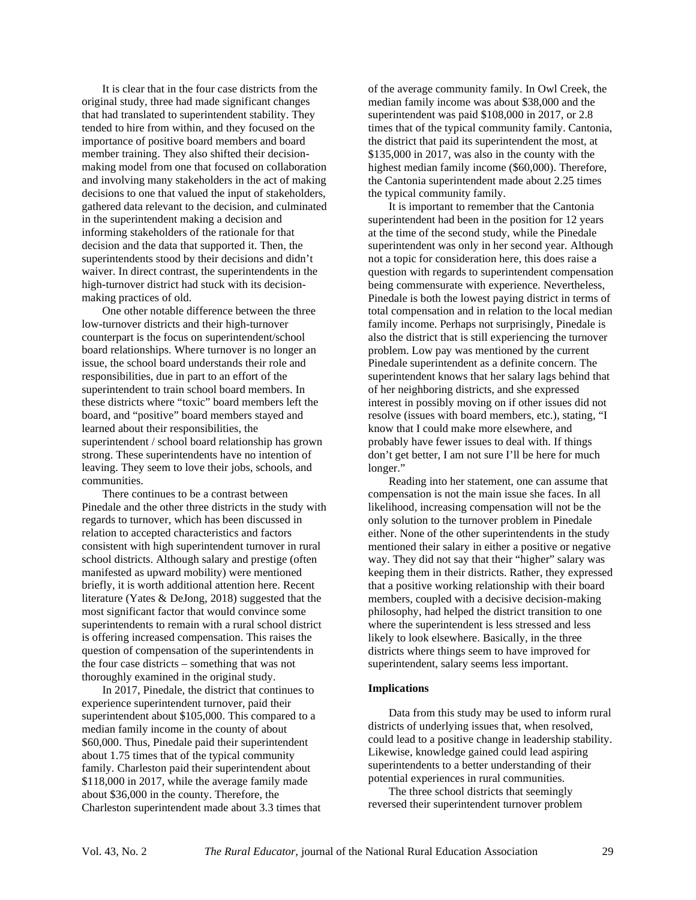It is clear that in the four case districts from the original study, three had made significant changes that had translated to superintendent stability. They tended to hire from within, and they focused on the importance of positive board members and board member training. They also shifted their decision-making model from one that focused on collaboration and involving many stakeholders in the act of making decisions to one that valued the input of stakeholders, gathered data relevant to the decision, and culminated in the superintendent making a decision and informing stakeholders of the rationale for that decision and the data that supported it. Then, the superintendents stood by their decisions and didn't waiver. In direct contrast, the superintendents in the high-turnover district had stuck with its decision-making practices of old.

One other notable difference between the three low-turnover districts and their high-turnover counterpart is the focus on superintendent/school board relationships. Where turnover is no longer an issue, the school board understands their role and responsibilities, due in part to an effort of the superintendent to train school board members. In these districts where "toxic" board members left the board, and "positive" board members stayed and learned about their responsibilities, the superintendent / school board relationship has grown strong. These superintendents have no intention of leaving. They seem to love their jobs, schools, and communities.

There continues to be a contrast between Pinedale and the other three districts in the study with regards to turnover, which has been discussed in relation to accepted characteristics and factors consistent with high superintendent turnover in rural school districts. Although salary and prestige (often manifested as upward mobility) were mentioned briefly, it is worth additional attention here. Recent literature (Yates & DeJong, 2018) suggested that the most significant factor that would convince some superintendents to remain with a rural school district is offering increased compensation. This raises the question of compensation of the superintendents in the four case districts – something that was not thoroughly examined in the original study.

In 2017, Pinedale, the district that continues to experience superintendent turnover, paid their superintendent about $105,000. This compared to a median family income in the county of about $60,000. Thus, Pinedale paid their superintendent about 1.75 times that of the typical community family. Charleston paid their superintendent about $118,000 in 2017, while the average family made about $36,000 in the county. Therefore, the Charleston superintendent made about 3.3 times that of the average community family. In Owl Creek, the median family income was about $38,000 and the superintendent was paid $108,000 in 2017, or 2.8 times that of the typical community family. Cantonia, the district that paid its superintendent the most, at $135,000 in 2017, was also in the county with the highest median family income ($60,000). Therefore, the Cantonia superintendent made about 2.25 times the typical community family.

It is important to remember that the Cantonia superintendent had been in the position for 12 years at the time of the second study, while the Pinedale superintendent was only in her second year. Although not a topic for consideration here, this does raise a question with regards to superintendent compensation being commensurate with experience. Nevertheless, Pinedale is both the lowest paying district in terms of total compensation and in relation to the local median family income. Perhaps not surprisingly, Pinedale is also the district that is still experiencing the turnover problem. Low pay was mentioned by the current Pinedale superintendent as a definite concern. The superintendent knows that her salary lags behind that of her neighboring districts, and she expressed interest in possibly moving on if other issues did not resolve (issues with board members, etc.), stating, "I know that I could make more elsewhere, and probably have fewer issues to deal with. If things don't get better, I am not sure I'll be here for much longer."

Reading into her statement, one can assume that compensation is not the main issue she faces. In all likelihood, increasing compensation will not be the only solution to the turnover problem in Pinedale either. None of the other superintendents in the study mentioned their salary in either a positive or negative way. They did not say that their "higher" salary was keeping them in their districts. Rather, they expressed that a positive working relationship with their board members, coupled with a decisive decision-making philosophy, had helped the district transition to one where the superintendent is less stressed and less likely to look elsewhere. Basically, in the three districts where things seem to have improved for superintendent, salary seems less important.

### Implications

Data from this study may be used to inform rural districts of underlying issues that, when resolved, could lead to a positive change in leadership stability. Likewise, knowledge gained could lead aspiring superintendents to a better understanding of their potential experiences in rural communities.

The three school districts that seemingly reversed their superintendent turnover problem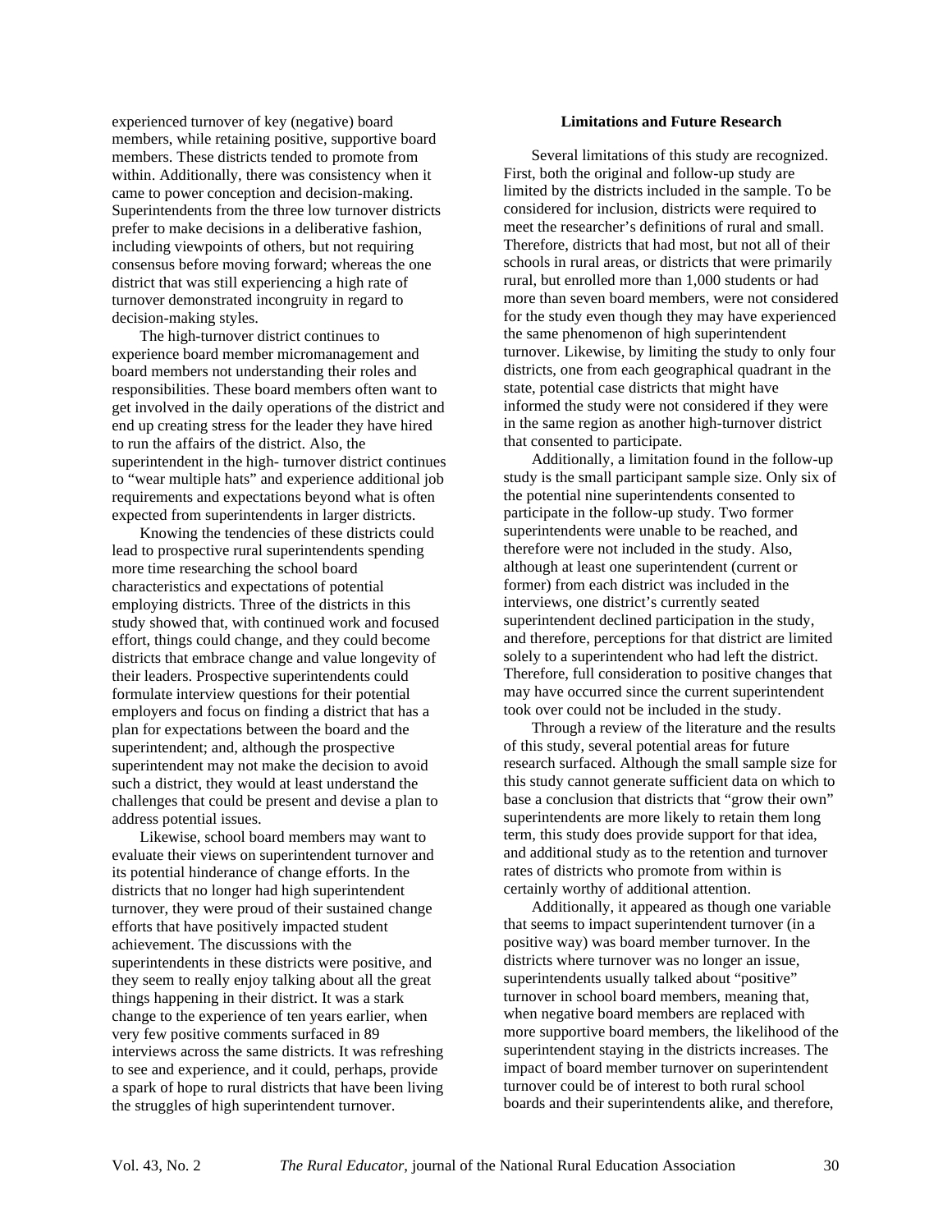experienced turnover of key (negative) board members, while retaining positive, supportive board members. These districts tended to promote from within. Additionally, there was consistency when it came to power conception and decision-making. Superintendents from the three low turnover districts prefer to make decisions in a deliberative fashion, including viewpoints of others, but not requiring consensus before moving forward; whereas the one district that was still experiencing a high rate of turnover demonstrated incongruity in regard to decision-making styles.

The high-turnover district continues to experience board member micromanagement and board members not understanding their roles and responsibilities. These board members often want to get involved in the daily operations of the district and end up creating stress for the leader they have hired to run the affairs of the district. Also, the superintendent in the high- turnover district continues to "wear multiple hats" and experience additional job requirements and expectations beyond what is often expected from superintendents in larger districts.

Knowing the tendencies of these districts could lead to prospective rural superintendents spending more time researching the school board characteristics and expectations of potential employing districts. Three of the districts in this study showed that, with continued work and focused effort, things could change, and they could become districts that embrace change and value longevity of their leaders. Prospective superintendents could formulate interview questions for their potential employers and focus on finding a district that has a plan for expectations between the board and the superintendent; and, although the prospective superintendent may not make the decision to avoid such a district, they would at least understand the challenges that could be present and devise a plan to address potential issues.

Likewise, school board members may want to evaluate their views on superintendent turnover and its potential hinderance of change efforts. In the districts that no longer had high superintendent turnover, they were proud of their sustained change efforts that have positively impacted student achievement. The discussions with the superintendents in these districts were positive, and they seem to really enjoy talking about all the great things happening in their district. It was a stark change to the experience of ten years earlier, when very few positive comments surfaced in 89 interviews across the same districts. It was refreshing to see and experience, and it could, perhaps, provide a spark of hope to rural districts that have been living the struggles of high superintendent turnover.

## Limitations and Future Research

Several limitations of this study are recognized. First, both the original and follow-up study are limited by the districts included in the sample. To be considered for inclusion, districts were required to meet the researcher's definitions of rural and small. Therefore, districts that had most, but not all of their schools in rural areas, or districts that were primarily rural, but enrolled more than 1,000 students or had more than seven board members, were not considered for the study even though they may have experienced the same phenomenon of high superintendent turnover. Likewise, by limiting the study to only four districts, one from each geographical quadrant in the state, potential case districts that might have informed the study were not considered if they were in the same region as another high-turnover district that consented to participate.

Additionally, a limitation found in the follow-up study is the small participant sample size. Only six of the potential nine superintendents consented to participate in the follow-up study. Two former superintendents were unable to be reached, and therefore were not included in the study. Also, although at least one superintendent (current or former) from each district was included in the interviews, one district's currently seated superintendent declined participation in the study, and therefore, perceptions for that district are limited solely to a superintendent who had left the district. Therefore, full consideration to positive changes that may have occurred since the current superintendent took over could not be included in the study.

Through a review of the literature and the results of this study, several potential areas for future research surfaced. Although the small sample size for this study cannot generate sufficient data on which to base a conclusion that districts that "grow their own" superintendents are more likely to retain them long term, this study does provide support for that idea, and additional study as to the retention and turnover rates of districts who promote from within is certainly worthy of additional attention.

Additionally, it appeared as though one variable that seems to impact superintendent turnover (in a positive way) was board member turnover. In the districts where turnover was no longer an issue, superintendents usually talked about "positive" turnover in school board members, meaning that, when negative board members are replaced with more supportive board members, the likelihood of the superintendent staying in the districts increases. The impact of board member turnover on superintendent turnover could be of interest to both rural school boards and their superintendents alike, and therefore,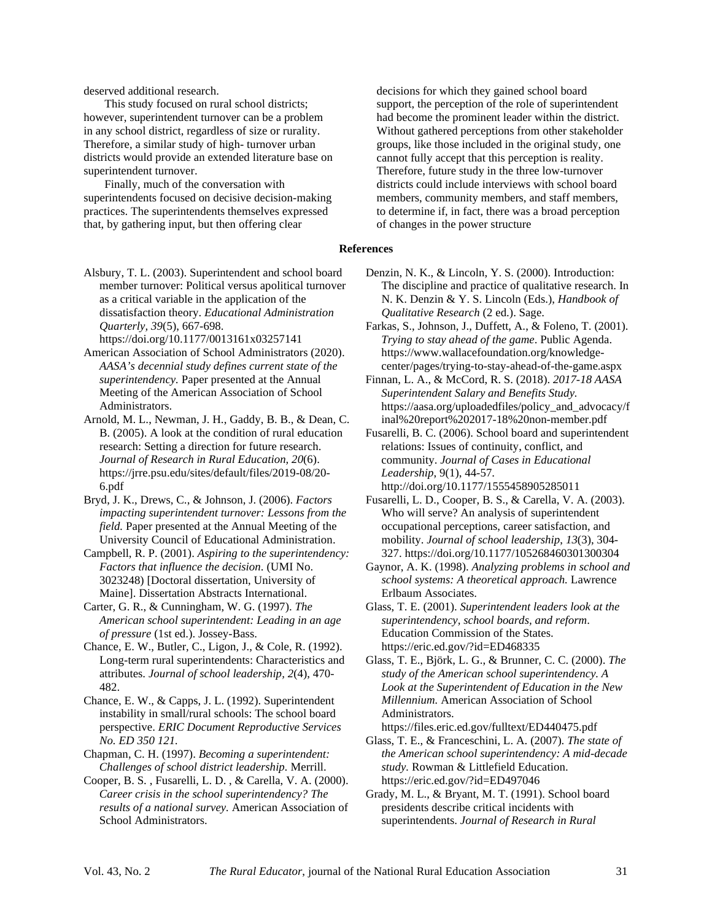deserved additional research.

This study focused on rural school districts; however, superintendent turnover can be a problem in any school district, regardless of size or rurality. Therefore, a similar study of high- turnover urban districts would provide an extended literature base on superintendent turnover.

Finally, much of the conversation with superintendents focused on decisive decision-making practices. The superintendents themselves expressed that, by gathering input, but then offering clear decisions for which they gained school board support, the perception of the role of superintendent had become the prominent leader within the district. Without gathered perceptions from other stakeholder groups, like those included in the original study, one cannot fully accept that this perception is reality. Therefore, future study in the three low-turnover districts could include interviews with school board members, community members, and staff members, to determine if, in fact, there was a broad perception of changes in the power structure

## References

Alsbury, T. L. (2003). Superintendent and school board member turnover: Political versus apolitical turnover as a critical variable in the application of the dissatisfaction theory. *Educational Administration Quarterly, 39*(5), 667-698. https://doi.org/10.1177/0013161x03257141

American Association of School Administrators (2020). *AASA's decennial study defines current state of the superintendency.* Paper presented at the Annual Meeting of the American Association of School Administrators.

Arnold, M. L., Newman, J. H., Gaddy, B. B., & Dean, C. B. (2005). A look at the condition of rural education research: Setting a direction for future research. *Journal of Research in Rural Education, 20*(6). https://jrre.psu.edu/sites/default/files/2019-08/20-6.pdf

Bryd, J. K., Drews, C., & Johnson, J. (2006). *Factors impacting superintendent turnover: Lessons from the field.* Paper presented at the Annual Meeting of the University Council of Educational Administration.

Campbell, R. P. (2001). *Aspiring to the superintendency: Factors that influence the decision.* (UMI No. 3023248) [Doctoral dissertation, University of Maine]. Dissertation Abstracts International.

Carter, G. R., & Cunningham, W. G. (1997). *The American school superintendent: Leading in an age of pressure* (1st ed.). Jossey-Bass.

Chance, E. W., Butler, C., Ligon, J., & Cole, R. (1992). Long-term rural superintendents: Characteristics and attributes. *Journal of school leadership, 2*(4), 470-482.

Chance, E. W., & Capps, J. L. (1992). Superintendent instability in small/rural schools: The school board perspective. *ERIC Document Reproductive Services No. ED 350 121.*

Chapman, C. H. (1997). *Becoming a superintendent: Challenges of school district leadership.* Merrill.

Cooper, B. S. , Fusarelli, L. D. , & Carella, V. A. (2000). *Career crisis in the school superintendency? The results of a national survey.* American Association of School Administrators.

Denzin, N. K., & Lincoln, Y. S. (2000). Introduction: The discipline and practice of qualitative research. In N. K. Denzin & Y. S. Lincoln (Eds.), *Handbook of Qualitative Research* (2 ed.). Sage.

Farkas, S., Johnson, J., Duffett, A., & Foleno, T. (2001). *Trying to stay ahead of the game*. Public Agenda. https://www.wallacefoundation.org/knowledge-center/pages/trying-to-stay-ahead-of-the-game.aspx

Finnan, L. A., & McCord, R. S. (2018). *2017-18 AASA Superintendent Salary and Benefits Study.* https://aasa.org/uploadedfiles/policy_and_advocacy/final%20report%202017-18%20non-member.pdf

Fusarelli, B. C. (2006). School board and superintendent relations: Issues of continuity, conflict, and community. *Journal of Cases in Educational Leadership,* 9(1), 44-57. http://doi.org/10.1177/1555458905285011

Fusarelli, L. D., Cooper, B. S., & Carella, V. A. (2003). Who will serve? An analysis of superintendent occupational perceptions, career satisfaction, and mobility. *Journal of school leadership, 13*(3), 304-327. https://doi.org/10.1177/105268460301300304

Gaynor, A. K. (1998). *Analyzing problems in school and school systems: A theoretical approach.* Lawrence Erlbaum Associates.

Glass, T. E. (2001). *Superintendent leaders look at the superintendency, school boards, and reform*. Education Commission of the States. https://eric.ed.gov/?id=ED468335

Glass, T. E., Björk, L. G., & Brunner, C. C. (2000). *The study of the American school superintendency. A Look at the Superintendent of Education in the New Millennium.* American Association of School Administrators. https://files.eric.ed.gov/fulltext/ED440475.pdf

Glass, T. E., & Franceschini, L. A. (2007). *The state of the American school superintendency: A mid-decade study.* Rowman & Littlefield Education. https://eric.ed.gov/?id=ED497046

Grady, M. L., & Bryant, M. T. (1991). School board presidents describe critical incidents with superintendents. *Journal of Research in Rural*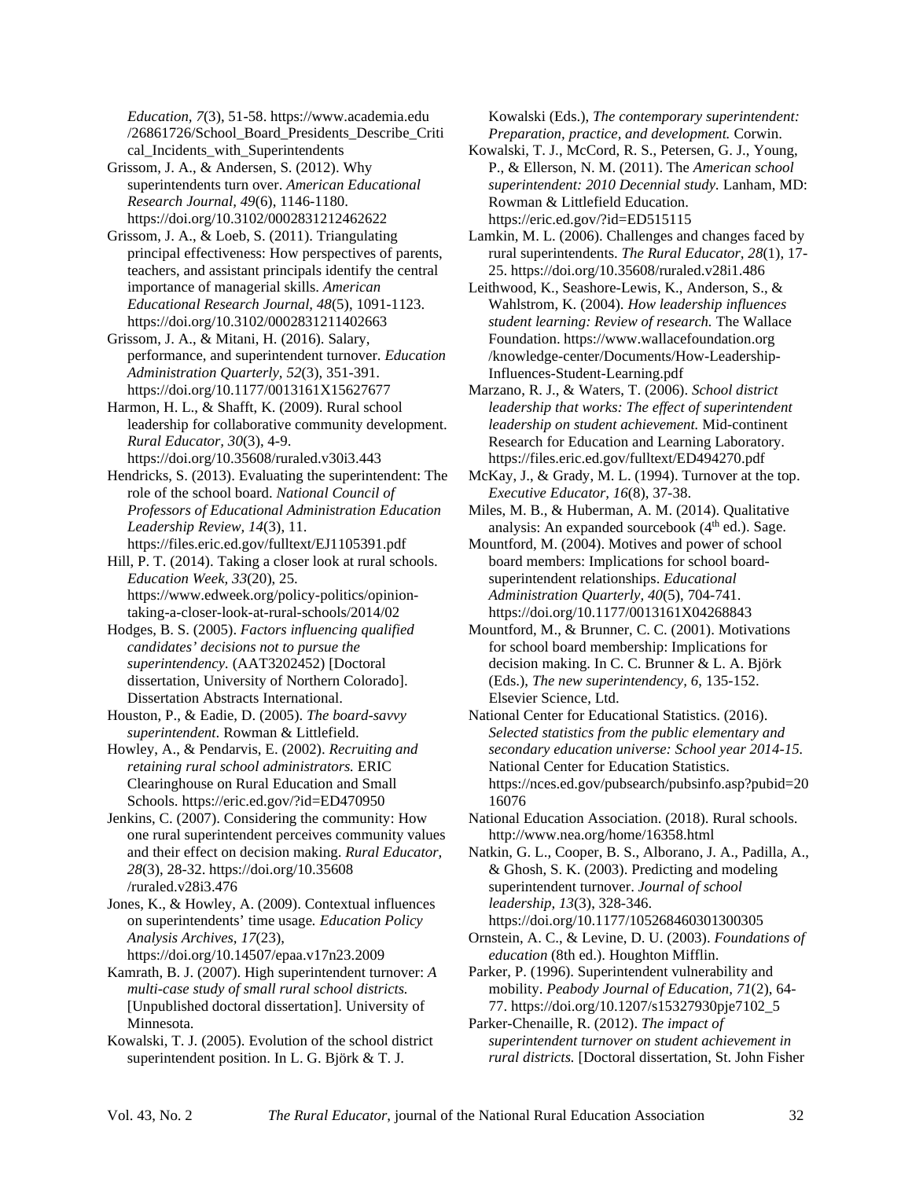*Education*, *7*(3), 51-58. https://www.academia.edu/26861726/School_Board_Presidents_Describe_Critical_Incidents_with_Superintendents

Grissom, J. A., & Andersen, S. (2012). Why superintendents turn over. *American Educational Research Journal, 49*(6), 1146-1180. https://doi.org/10.3102/0002831212462622

Grissom, J. A., & Loeb, S. (2011). Triangulating principal effectiveness: How perspectives of parents, teachers, and assistant principals identify the central importance of managerial skills. *American Educational Research Journal*, *48*(5), 1091-1123. https://doi.org/10.3102/0002831211402663

Grissom, J. A., & Mitani, H. (2016). Salary, performance, and superintendent turnover. *Education Administration Quarterly, 52*(3), 351-391. https://doi.org/10.1177/0013161X15627677

Harmon, H. L., & Shafft, K. (2009). Rural school leadership for collaborative community development. *Rural Educator, 30*(3), 4-9. https://doi.org/10.35608/ruraled.v30i3.443

Hendricks, S. (2013). Evaluating the superintendent: The role of the school board. *National Council of Professors of Educational Administration Education Leadership Review, 14*(3), 11. https://files.eric.ed.gov/fulltext/EJ1105391.pdf

Hill, P. T. (2014). Taking a closer look at rural schools. *Education Week, 33*(20), 25. https://www.edweek.org/policy-politics/opinion-taking-a-closer-look-at-rural-schools/2014/02

Hodges, B. S. (2005). *Factors influencing qualified candidates' decisions not to pursue the superintendency.* (AAT3202452) [Doctoral dissertation, University of Northern Colorado]. Dissertation Abstracts International.

Houston, P., & Eadie, D. (2005). *The board-savvy superintendent*. Rowman & Littlefield.

Howley, A., & Pendarvis, E. (2002). *Recruiting and retaining rural school administrators.* ERIC Clearinghouse on Rural Education and Small Schools. https://eric.ed.gov/?id=ED470950

Jenkins, C. (2007). Considering the community: How one rural superintendent perceives community values and their effect on decision making. *Rural Educator, 28*(3), 28-32. https://doi.org/10.35608/ruraled.v28i3.476

Jones, K., & Howley, A. (2009). Contextual influences on superintendents' time usage*. Education Policy Analysis Archives, 17*(23), https://doi.org/10.14507/epaa.v17n23.2009

Kamrath, B. J. (2007). High superintendent turnover: *A multi-case study of small rural school districts.* [Unpublished doctoral dissertation]. University of Minnesota.

Kowalski, T. J. (2005). Evolution of the school district superintendent position. In L. G. Björk & T. J. Kowalski (Eds.), *The contemporary superintendent: Preparation, practice, and development.* Corwin.

Kowalski, T. J., McCord, R. S., Petersen, G. J., Young, P., & Ellerson, N. M. (2011). The *American school superintendent: 2010 Decennial study.* Lanham, MD: Rowman & Littlefield Education. https://eric.ed.gov/?id=ED515115

Lamkin, M. L. (2006). Challenges and changes faced by rural superintendents. *The Rural Educator, 28*(1), 17-25. https://doi.org/10.35608/ruraled.v28i1.486

Leithwood, K., Seashore-Lewis, K., Anderson, S., & Wahlstrom, K. (2004). *How leadership influences student learning: Review of research.* The Wallace Foundation. https://www.wallacefoundation.org/knowledge-center/Documents/How-Leadership-Influences-Student-Learning.pdf

Marzano, R. J., & Waters, T. (2006). *School district leadership that works: The effect of superintendent leadership on student achievement.* Mid-continent Research for Education and Learning Laboratory. https://files.eric.ed.gov/fulltext/ED494270.pdf

McKay, J., & Grady, M. L. (1994). Turnover at the top. *Executive Educator, 16*(8), 37-38.

Miles, M. B., & Huberman, A. M. (2014). Qualitative analysis: An expanded sourcebook (4th ed.). Sage.

Mountford, M. (2004). Motives and power of school board members: Implications for school board-superintendent relationships. *Educational Administration Quarterly, 40*(5), 704-741. https://doi.org/10.1177/0013161X04268843

Mountford, M., & Brunner, C. C. (2001). Motivations for school board membership: Implications for decision making. In C. C. Brunner & L. A. Björk (Eds.), *The new superintendency, 6*, 135-152. Elsevier Science, Ltd.

National Center for Educational Statistics. (2016). *Selected statistics from the public elementary and secondary education universe: School year 2014-15.* National Center for Education Statistics. https://nces.ed.gov/pubsearch/pubsinfo.asp?pubid=2016076

National Education Association. (2018). Rural schools. http://www.nea.org/home/16358.html

Natkin, G. L., Cooper, B. S., Alborano, J. A., Padilla, A., & Ghosh, S. K. (2003). Predicting and modeling superintendent turnover. *Journal of school leadership, 13*(3), 328-346. https://doi.org/10.1177/105268460301300305

Ornstein, A. C., & Levine, D. U. (2003). *Foundations of education* (8th ed.). Houghton Mifflin.

Parker, P. (1996). Superintendent vulnerability and mobility. *Peabody Journal of Education, 71*(2), 64-77. https://doi.org/10.1207/s15327930pje7102_5

Parker-Chenaille, R. (2012). *The impact of superintendent turnover on student achievement in rural districts.* [Doctoral dissertation, St. John Fisher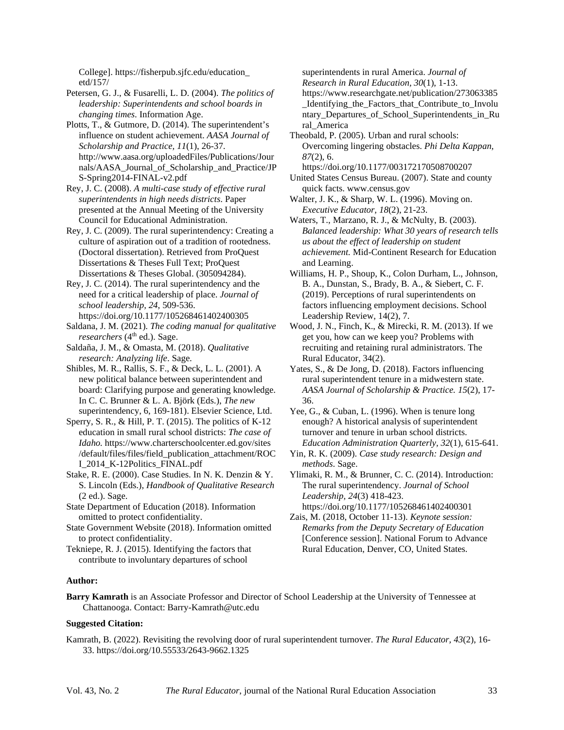College]. https://fisherpub.sjfc.edu/education_etd/157/

Petersen, G. J., & Fusarelli, L. D. (2004). *The politics of leadership: Superintendents and school boards in changing times*. Information Age.

Plotts, T., & Gutmore, D. (2014). The superintendent's influence on student achievement. *AASA Journal of Scholarship and Practice, 11*(1), 26-37. http://www.aasa.org/uploadedFiles/Publications/Journals/AASA_Journal_of_Scholarship_and_Practice/JPS-Spring2014-FINAL-v2.pdf

Rey, J. C. (2008). *A multi-case study of effective rural superintendents in high needs districts*. Paper presented at the Annual Meeting of the University Council for Educational Administration.

Rey, J. C. (2009). The rural superintendency: Creating a culture of aspiration out of a tradition of rootedness. (Doctoral dissertation). Retrieved from ProQuest Dissertations & Theses Full Text; ProQuest Dissertations & Theses Global. (305094284).

Rey, J. C. (2014). The rural superintendency and the need for a critical leadership of place. *Journal of school leadership, 24*, 509-536. https://doi.org/10.1177/105268461402400305

Saldana, J. M. (2021). *The coding manual for qualitative researchers* (4th ed.). Sage.

Saldaña, J. M., & Omasta, M. (2018). *Qualitative research: Analyzing life*. Sage.

Shibles, M. R., Rallis, S. F., & Deck, L. L. (2001). A new political balance between superintendent and board: Clarifying purpose and generating knowledge. In C. C. Brunner & L. A. Björk (Eds.), *The new* superintendency, 6, 169-181). Elsevier Science, Ltd.

Sperry, S. R., & Hill, P. T. (2015). The politics of K-12 education in small rural school districts: *The case of Idaho.* https://www.charterschoolcenter.ed.gov/sites/default/files/files/field_publication_attachment/ROCI_2014_K-12Politics_FINAL.pdf

Stake, R. E. (2000). Case Studies. In N. K. Denzin & Y. S. Lincoln (Eds.), *Handbook of Qualitative Research* (2 ed.). Sage.

State Department of Education (2018). Information omitted to protect confidentiality.

State Government Website (2018). Information omitted to protect confidentiality.

Tekniepe, R. J. (2015). Identifying the factors that contribute to involuntary departures of school superintendents in rural America. *Journal of Research in Rural Education, 30*(1), 1-13. https://www.researchgate.net/publication/273063385_Identifying_the_Factors_that_Contribute_to_Involuntary_Departures_of_School_Superintendents_in_Rural_America

Theobald, P. (2005). Urban and rural schools: Overcoming lingering obstacles. *Phi Delta Kappan, 87*(2), 6. https://doi.org/10.1177/003172170508700207

United States Census Bureau. (2007). State and county quick facts. www.census.gov

Walter, J. K., & Sharp, W. L. (1996). Moving on. *Executive Educator, 18*(2), 21-23.

Waters, T., Marzano, R. J., & McNulty, B. (2003). *Balanced leadership: What 30 years of research tells us about the effect of leadership on student achievement.* Mid-Continent Research for Education and Learning.

Williams, H. P., Shoup, K., Colon Durham, L., Johnson, B. A., Dunstan, S., Brady, B. A., & Siebert, C. F. (2019). Perceptions of rural superintendents on factors influencing employment decisions. School Leadership Review, 14(2), 7.

Wood, J. N., Finch, K., & Mirecki, R. M. (2013). If we get you, how can we keep you? Problems with recruiting and retaining rural administrators. The Rural Educator, 34(2).

Yates, S., & De Jong, D. (2018). Factors influencing rural superintendent tenure in a midwestern state. *AASA Journal of Scholarship & Practice. 15*(2), 17-36.

Yee, G., & Cuban, L. (1996). When is tenure long enough? A historical analysis of superintendent turnover and tenure in urban school districts. *Education Administration Quarterly, 32*(1), 615-641.

Yin, R. K. (2009). *Case study research: Design and methods*. Sage.

Ylimaki, R. M., & Brunner, C. C. (2014). Introduction: The rural superintendency. *Journal of School Leadership, 24*(3) 418-423. https://doi.org/10.1177/105268461402400301

Zais, M. (2018, October 11-13). *Keynote session: Remarks from the Deputy Secretary of Education* [Conference session]. National Forum to Advance Rural Education, Denver, CO, United States.

**Author:**

**Barry Kamrath** is an Associate Professor and Director of School Leadership at the University of Tennessee at Chattanooga. Contact: Barry-Kamrath@utc.edu

**Suggested Citation:**

Kamrath, B. (2022). Revisiting the revolving door of rural superintendent turnover. *The Rural Educator, 43*(2), 16-33. https://doi.org/10.55533/2643-9662.1325